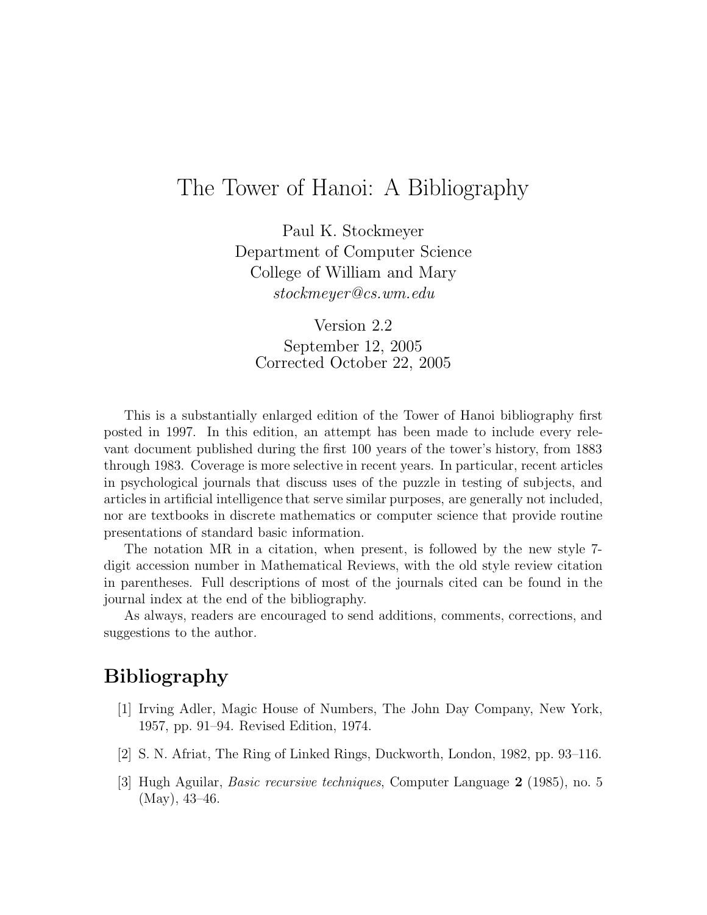# The Tower of Hanoi: A Bibliography

Paul K. Stockmeyer
Department of Computer Science
College of William and Mary
*stockmeyer@cs.wm.edu*

Version 2.2
September 12, 2005
Corrected October 22, 2005

This is a substantially enlarged edition of the Tower of Hanoi bibliography first posted in 1997. In this edition, an attempt has been made to include every relevant document published during the first 100 years of the tower's history, from 1883 through 1983. Coverage is more selective in recent years. In particular, recent articles in psychological journals that discuss uses of the puzzle in testing of subjects, and articles in artificial intelligence that serve similar purposes, are generally not included, nor are textbooks in discrete mathematics or computer science that provide routine presentations of standard basic information.

The notation MR in a citation, when present, is followed by the new style 7-digit accession number in Mathematical Reviews, with the old style review citation in parentheses. Full descriptions of most of the journals cited can be found in the journal index at the end of the bibliography.

As always, readers are encouraged to send additions, comments, corrections, and suggestions to the author.

## Bibliography

[1] Irving Adler, Magic House of Numbers, The John Day Company, New York, 1957, pp. 91–94. Revised Edition, 1974.

[2] S. N. Afriat, The Ring of Linked Rings, Duckworth, London, 1982, pp. 93–116.

[3] Hugh Aguilar, *Basic recursive techniques*, Computer Language **2** (1985), no. 5 (May), 43–46.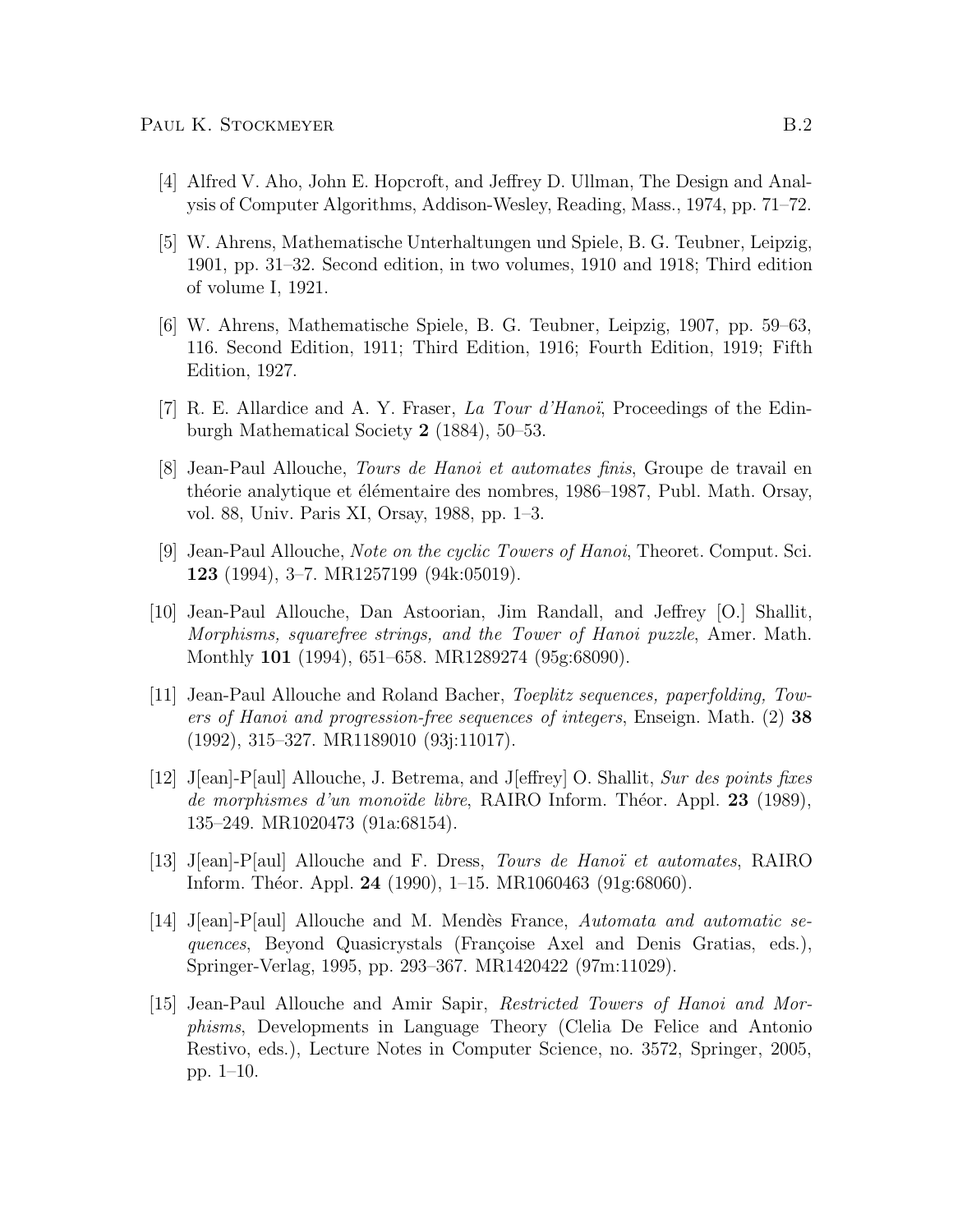[4] Alfred V. Aho, John E. Hopcroft, and Jeffrey D. Ullman, The Design and Analysis of Computer Algorithms, Addison-Wesley, Reading, Mass., 1974, pp. 71–72.

[5] W. Ahrens, Mathematische Unterhaltungen und Spiele, B. G. Teubner, Leipzig, 1901, pp. 31–32. Second edition, in two volumes, 1910 and 1918; Third edition of volume I, 1921.

[6] W. Ahrens, Mathematische Spiele, B. G. Teubner, Leipzig, 1907, pp. 59–63, 116. Second Edition, 1911; Third Edition, 1916; Fourth Edition, 1919; Fifth Edition, 1927.

[7] R. E. Allardice and A. Y. Fraser, *La Tour d'Hanoï*, Proceedings of the Edinburgh Mathematical Society **2** (1884), 50–53.

[8] Jean-Paul Allouche, *Tours de Hanoi et automates finis*, Groupe de travail en théorie analytique et élémentaire des nombres, 1986–1987, Publ. Math. Orsay, vol. 88, Univ. Paris XI, Orsay, 1988, pp. 1–3.

[9] Jean-Paul Allouche, *Note on the cyclic Towers of Hanoi*, Theoret. Comput. Sci. **123** (1994), 3–7. MR1257199 (94k:05019).

[10] Jean-Paul Allouche, Dan Astoorian, Jim Randall, and Jeffrey [O.] Shallit, *Morphisms, squarefree strings, and the Tower of Hanoi puzzle*, Amer. Math. Monthly **101** (1994), 651–658. MR1289274 (95g:68090).

[11] Jean-Paul Allouche and Roland Bacher, *Toeplitz sequences, paperfolding, Towers of Hanoi and progression-free sequences of integers*, Enseign. Math. (2) **38** (1992), 315–327. MR1189010 (93j:11017).

[12] J[ean]-P[aul] Allouche, J. Betrema, and J[effrey] O. Shallit, *Sur des points fixes de morphismes d'un monoïde libre*, RAIRO Inform. Théor. Appl. **23** (1989), 135–249. MR1020473 (91a:68154).

[13] J[ean]-P[aul] Allouche and F. Dress, *Tours de Hanoï et automates*, RAIRO Inform. Théor. Appl. **24** (1990), 1–15. MR1060463 (91g:68060).

[14] J[ean]-P[aul] Allouche and M. Mendès France, *Automata and automatic sequences*, Beyond Quasicrystals (Françoise Axel and Denis Gratias, eds.), Springer-Verlag, 1995, pp. 293–367. MR1420422 (97m:11029).

[15] Jean-Paul Allouche and Amir Sapir, *Restricted Towers of Hanoi and Morphisms*, Developments in Language Theory (Clelia De Felice and Antonio Restivo, eds.), Lecture Notes in Computer Science, no. 3572, Springer, 2005, pp. 1–10.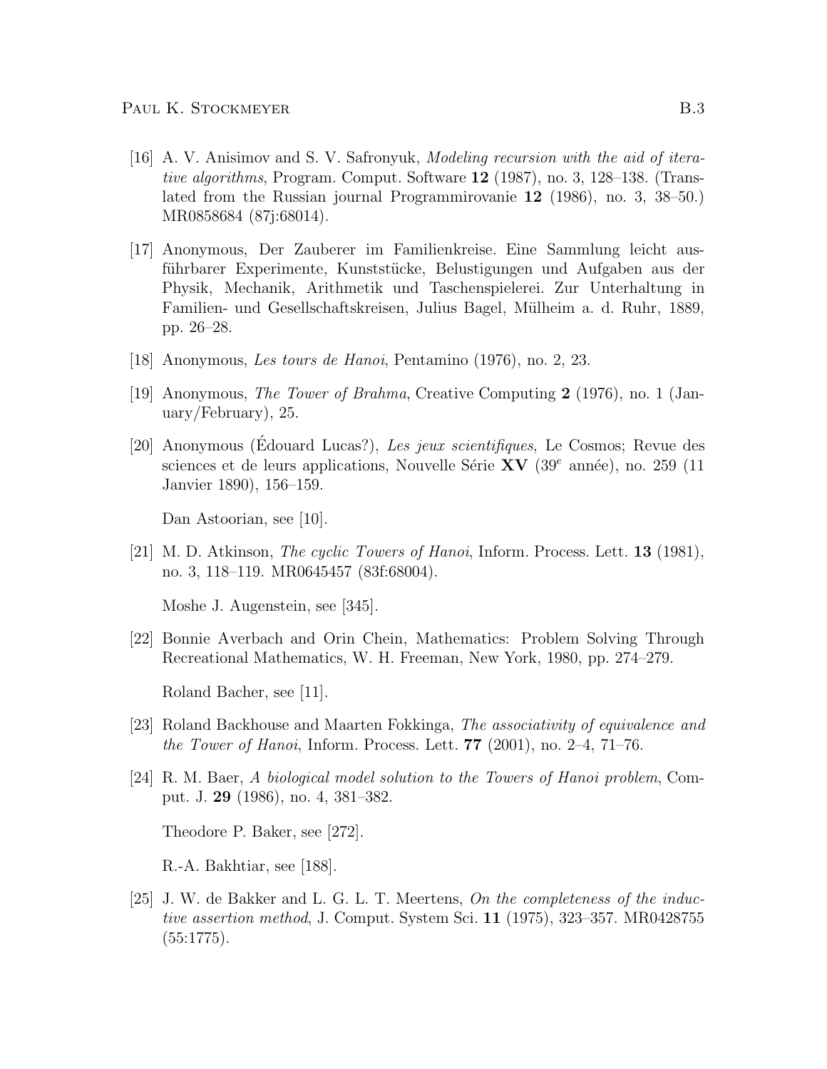[16] A. V. Anisimov and S. V. Safronyuk, *Modeling recursion with the aid of iterative algorithms*, Program. Comput. Software **12** (1987), no. 3, 128–138. (Translated from the Russian journal Programmirovanie **12** (1986), no. 3, 38–50.) MR0858684 (87j:68014).

[17] Anonymous, Der Zauberer im Familienkreise. Eine Sammlung leicht ausführbarer Experimente, Kunststücke, Belustigungen und Aufgaben aus der Physik, Mechanik, Arithmetik und Taschenspielerei. Zur Unterhaltung in Familien- und Gesellschaftskreisen, Julius Bagel, Mülheim a. d. Ruhr, 1889, pp. 26–28.

[18] Anonymous, *Les tours de Hanoi*, Pentamino (1976), no. 2, 23.

[19] Anonymous, *The Tower of Brahma*, Creative Computing **2** (1976), no. 1 (January/February), 25.

[20] Anonymous (Édouard Lucas?), *Les jeux scientifiques*, Le Cosmos; Revue des sciences et de leurs applications, Nouvelle Série **XV** (39^e^ année), no. 259 (11 Janvier 1890), 156–159.

Dan Astoorian, see [10].

[21] M. D. Atkinson, *The cyclic Towers of Hanoi*, Inform. Process. Lett. **13** (1981), no. 3, 118–119. MR0645457 (83f:68004).

Moshe J. Augenstein, see [345].

[22] Bonnie Averbach and Orin Chein, Mathematics: Problem Solving Through Recreational Mathematics, W. H. Freeman, New York, 1980, pp. 274–279.

Roland Bacher, see [11].

[23] Roland Backhouse and Maarten Fokkinga, *The associativity of equivalence and the Tower of Hanoi*, Inform. Process. Lett. **77** (2001), no. 2–4, 71–76.

[24] R. M. Baer, *A biological model solution to the Towers of Hanoi problem*, Comput. J. **29** (1986), no. 4, 381–382.

Theodore P. Baker, see [272].

R.-A. Bakhtiar, see [188].

[25] J. W. de Bakker and L. G. L. T. Meertens, *On the completeness of the inductive assertion method*, J. Comput. System Sci. **11** (1975), 323–357. MR0428755 (55:1775).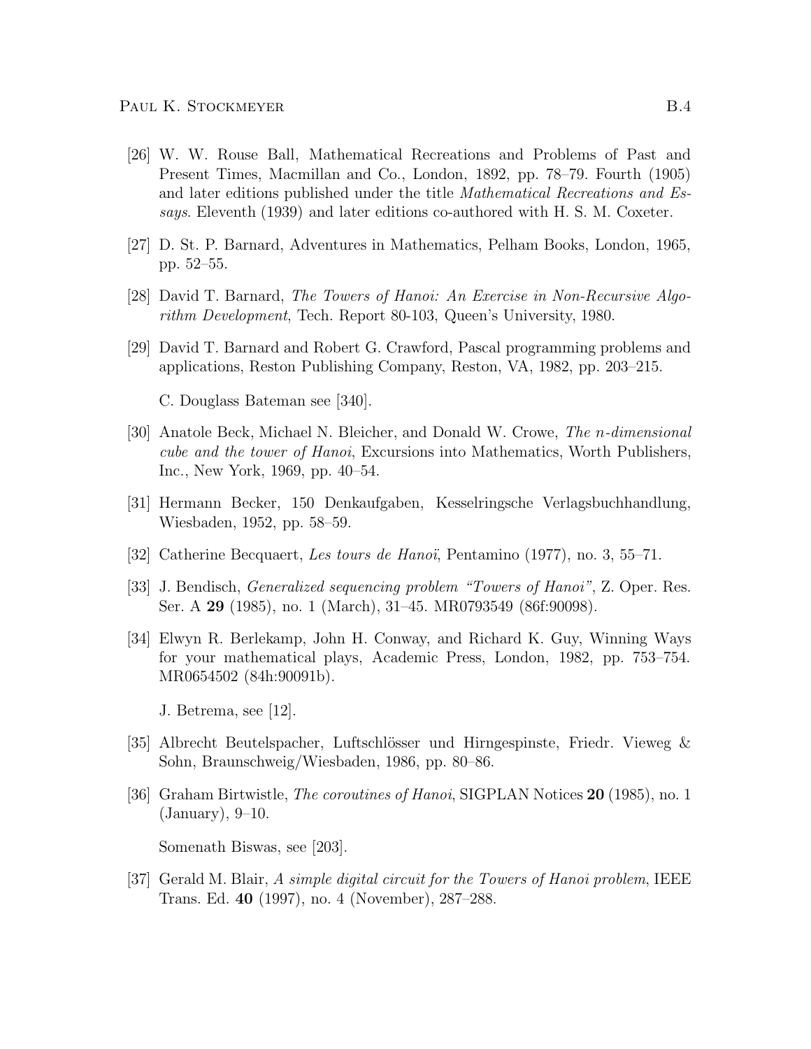[26] W. W. Rouse Ball, Mathematical Recreations and Problems of Past and Present Times, Macmillan and Co., London, 1892, pp. 78–79. Fourth (1905) and later editions published under the title *Mathematical Recreations and Essays*. Eleventh (1939) and later editions co-authored with H. S. M. Coxeter.

[27] D. St. P. Barnard, Adventures in Mathematics, Pelham Books, London, 1965, pp. 52–55.

[28] David T. Barnard, *The Towers of Hanoi: An Exercise in Non-Recursive Algorithm Development*, Tech. Report 80-103, Queen's University, 1980.

[29] David T. Barnard and Robert G. Crawford, Pascal programming problems and applications, Reston Publishing Company, Reston, VA, 1982, pp. 203–215.

C. Douglass Bateman see [340].

[30] Anatole Beck, Michael N. Bleicher, and Donald W. Crowe, *The n-dimensional cube and the tower of Hanoi*, Excursions into Mathematics, Worth Publishers, Inc., New York, 1969, pp. 40–54.

[31] Hermann Becker, 150 Denkaufgaben, Kesselringsche Verlagsbuchhandlung, Wiesbaden, 1952, pp. 58–59.

[32] Catherine Becquaert, *Les tours de Hanoï*, Pentamino (1977), no. 3, 55–71.

[33] J. Bendisch, *Generalized sequencing problem "Towers of Hanoi"*, Z. Oper. Res. Ser. A **29** (1985), no. 1 (March), 31–45. MR0793549 (86f:90098).

[34] Elwyn R. Berlekamp, John H. Conway, and Richard K. Guy, Winning Ways for your mathematical plays, Academic Press, London, 1982, pp. 753–754. MR0654502 (84h:90091b).

J. Betrema, see [12].

[35] Albrecht Beutelspacher, Luftschlösser und Hirngespinste, Friedr. Vieweg & Sohn, Braunschweig/Wiesbaden, 1986, pp. 80–86.

[36] Graham Birtwistle, *The coroutines of Hanoi*, SIGPLAN Notices **20** (1985), no. 1 (January), 9–10.

Somenath Biswas, see [203].

[37] Gerald M. Blair, *A simple digital circuit for the Towers of Hanoi problem*, IEEE Trans. Ed. **40** (1997), no. 4 (November), 287–288.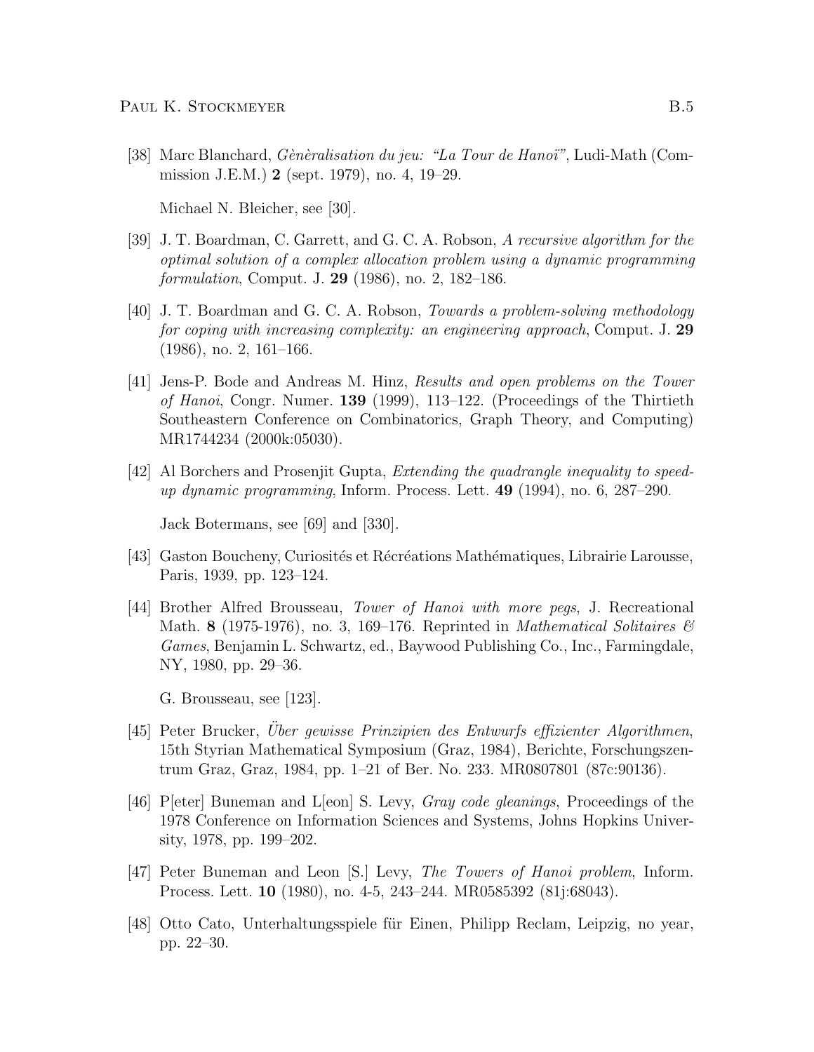[38] Marc Blanchard, *Gènèralisation du jeu: "La Tour de Hanoï"*, Ludi-Math (Commission J.E.M.) **2** (sept. 1979), no. 4, 19–29.

Michael N. Bleicher, see [30].

[39] J. T. Boardman, C. Garrett, and G. C. A. Robson, *A recursive algorithm for the optimal solution of a complex allocation problem using a dynamic programming formulation*, Comput. J. **29** (1986), no. 2, 182–186.

[40] J. T. Boardman and G. C. A. Robson, *Towards a problem-solving methodology for coping with increasing complexity: an engineering approach*, Comput. J. **29** (1986), no. 2, 161–166.

[41] Jens-P. Bode and Andreas M. Hinz, *Results and open problems on the Tower of Hanoi*, Congr. Numer. **139** (1999), 113–122. (Proceedings of the Thirtieth Southeastern Conference on Combinatorics, Graph Theory, and Computing) MR1744234 (2000k:05030).

[42] Al Borchers and Prosenjit Gupta, *Extending the quadrangle inequality to speed-up dynamic programming*, Inform. Process. Lett. **49** (1994), no. 6, 287–290.

Jack Botermans, see [69] and [330].

[43] Gaston Boucheny, Curiosités et Récréations Mathématiques, Librairie Larousse, Paris, 1939, pp. 123–124.

[44] Brother Alfred Brousseau, *Tower of Hanoi with more pegs*, J. Recreational Math. **8** (1975-1976), no. 3, 169–176. Reprinted in *Mathematical Solitaires & Games*, Benjamin L. Schwartz, ed., Baywood Publishing Co., Inc., Farmingdale, NY, 1980, pp. 29–36.

G. Brousseau, see [123].

[45] Peter Brucker, *Über gewisse Prinzipien des Entwurfs effizienter Algorithmen*, 15th Styrian Mathematical Symposium (Graz, 1984), Berichte, Forschungszentrum Graz, Graz, 1984, pp. 1–21 of Ber. No. 233. MR0807801 (87c:90136).

[46] P[eter] Buneman and L[eon] S. Levy, *Gray code gleanings*, Proceedings of the 1978 Conference on Information Sciences and Systems, Johns Hopkins University, 1978, pp. 199–202.

[47] Peter Buneman and Leon [S.] Levy, *The Towers of Hanoi problem*, Inform. Process. Lett. **10** (1980), no. 4-5, 243–244. MR0585392 (81j:68043).

[48] Otto Cato, Unterhaltungsspiele für Einen, Philipp Reclam, Leipzig, no year, pp. 22–30.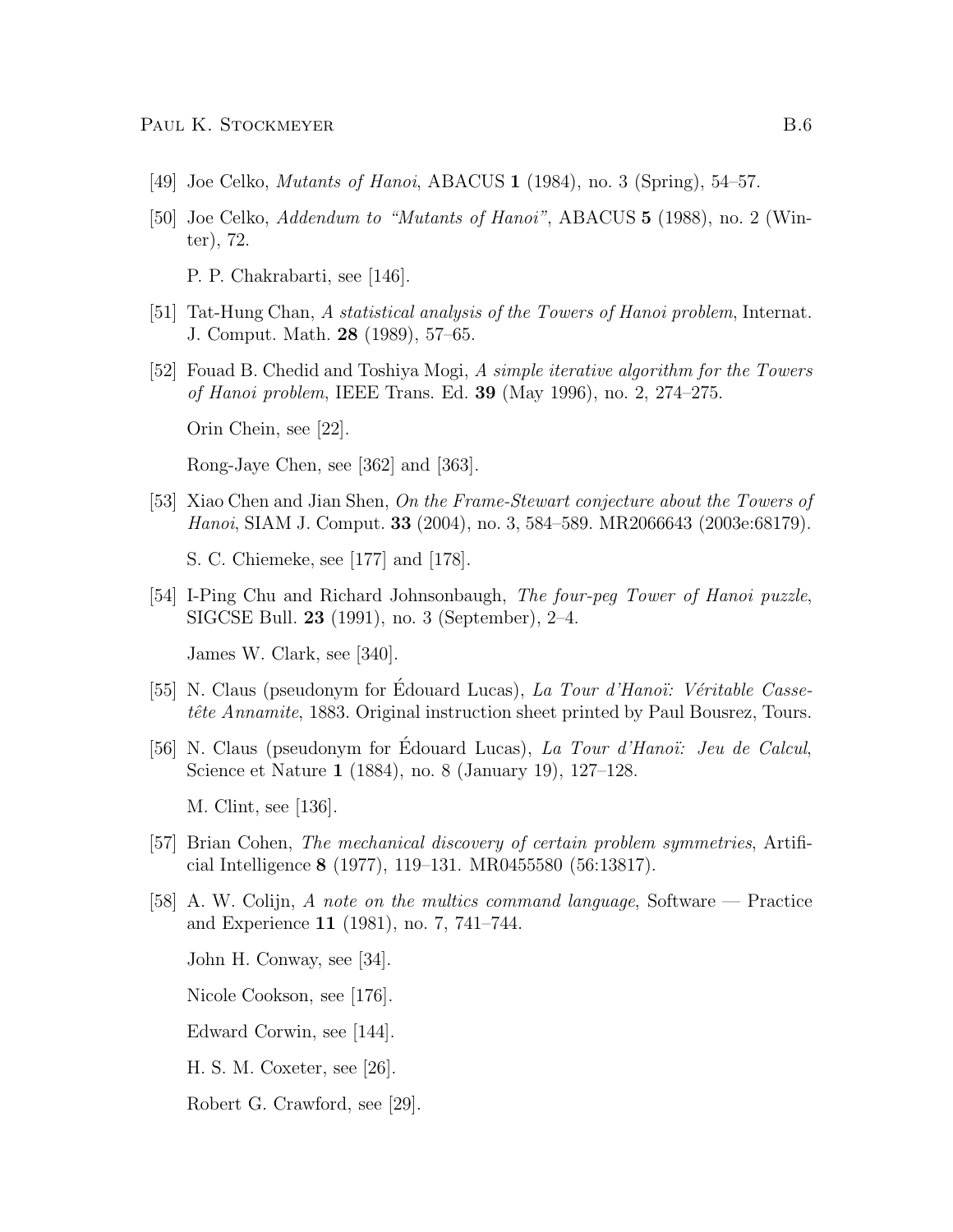[49] Joe Celko, *Mutants of Hanoi*, ABACUS **1** (1984), no. 3 (Spring), 54–57.

[50] Joe Celko, *Addendum to "Mutants of Hanoi"*, ABACUS **5** (1988), no. 2 (Winter), 72.

P. P. Chakrabarti, see [146].

[51] Tat-Hung Chan, *A statistical analysis of the Towers of Hanoi problem*, Internat. J. Comput. Math. **28** (1989), 57–65.

[52] Fouad B. Chedid and Toshiya Mogi, *A simple iterative algorithm for the Towers of Hanoi problem*, IEEE Trans. Ed. **39** (May 1996), no. 2, 274–275.

Orin Chein, see [22].

Rong-Jaye Chen, see [362] and [363].

[53] Xiao Chen and Jian Shen, *On the Frame-Stewart conjecture about the Towers of Hanoi*, SIAM J. Comput. **33** (2004), no. 3, 584–589. MR2066643 (2003e:68179).

S. C. Chiemeke, see [177] and [178].

[54] I-Ping Chu and Richard Johnsonbaugh, *The four-peg Tower of Hanoi puzzle*, SIGCSE Bull. **23** (1991), no. 3 (September), 2–4.

James W. Clark, see [340].

[55] N. Claus (pseudonym for Édouard Lucas), *La Tour d'Hanoï: Véritable Casse-tête Annamite*, 1883. Original instruction sheet printed by Paul Bousrez, Tours.

[56] N. Claus (pseudonym for Édouard Lucas), *La Tour d'Hanoï: Jeu de Calcul*, Science et Nature **1** (1884), no. 8 (January 19), 127–128.

M. Clint, see [136].

[57] Brian Cohen, *The mechanical discovery of certain problem symmetries*, Artificial Intelligence **8** (1977), 119–131. MR0455580 (56:13817).

[58] A. W. Colijn, *A note on the multics command language*, Software — Practice and Experience **11** (1981), no. 7, 741–744.

John H. Conway, see [34].

Nicole Cookson, see [176].

Edward Corwin, see [144].

H. S. M. Coxeter, see [26].

Robert G. Crawford, see [29].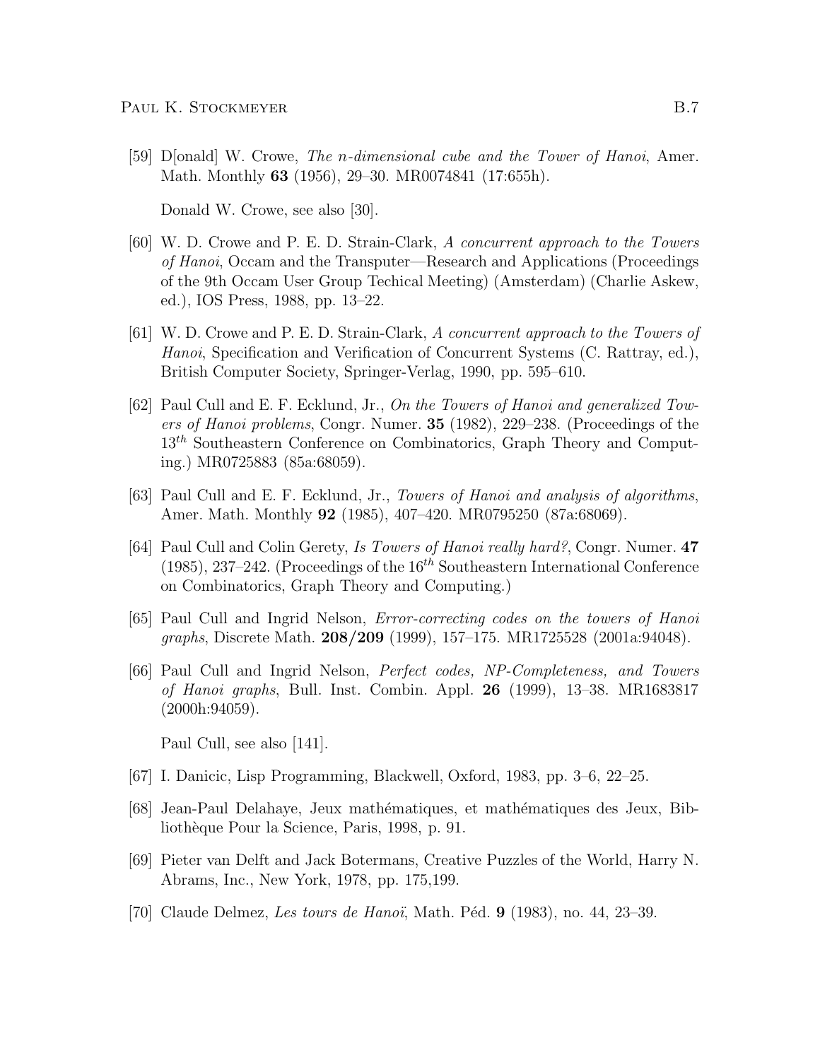[59] D[onald] W. Crowe, *The n-dimensional cube and the Tower of Hanoi*, Amer. Math. Monthly **63** (1956), 29–30. MR0074841 (17:655h).

Donald W. Crowe, see also [30].

[60] W. D. Crowe and P. E. D. Strain-Clark, *A concurrent approach to the Towers of Hanoi*, Occam and the Transputer—Research and Applications (Proceedings of the 9th Occam User Group Techical Meeting) (Amsterdam) (Charlie Askew, ed.), IOS Press, 1988, pp. 13–22.

[61] W. D. Crowe and P. E. D. Strain-Clark, *A concurrent approach to the Towers of Hanoi*, Specification and Verification of Concurrent Systems (C. Rattray, ed.), British Computer Society, Springer-Verlag, 1990, pp. 595–610.

[62] Paul Cull and E. F. Ecklund, Jr., *On the Towers of Hanoi and generalized Towers of Hanoi problems*, Congr. Numer. **35** (1982), 229–238. (Proceedings of the $13^{th}$ Southeastern Conference on Combinatorics, Graph Theory and Computing.) MR0725883 (85a:68059).

[63] Paul Cull and E. F. Ecklund, Jr., *Towers of Hanoi and analysis of algorithms*, Amer. Math. Monthly **92** (1985), 407–420. MR0795250 (87a:68069).

[64] Paul Cull and Colin Gerety, *Is Towers of Hanoi really hard?*, Congr. Numer. **47** (1985), 237–242. (Proceedings of the $16^{th}$ Southeastern International Conference on Combinatorics, Graph Theory and Computing.)

[65] Paul Cull and Ingrid Nelson, *Error-correcting codes on the towers of Hanoi graphs*, Discrete Math. **208/209** (1999), 157–175. MR1725528 (2001a:94048).

[66] Paul Cull and Ingrid Nelson, *Perfect codes, NP-Completeness, and Towers of Hanoi graphs*, Bull. Inst. Combin. Appl. **26** (1999), 13–38. MR1683817 (2000h:94059).

Paul Cull, see also [141].

[67] I. Danicic, Lisp Programming, Blackwell, Oxford, 1983, pp. 3–6, 22–25.

[68] Jean-Paul Delahaye, Jeux mathématiques, et mathématiques des Jeux, Bibliothèque Pour la Science, Paris, 1998, p. 91.

[69] Pieter van Delft and Jack Botermans, Creative Puzzles of the World, Harry N. Abrams, Inc., New York, 1978, pp. 175,199.

[70] Claude Delmez, *Les tours de Hanoï*, Math. Péd. **9** (1983), no. 44, 23–39.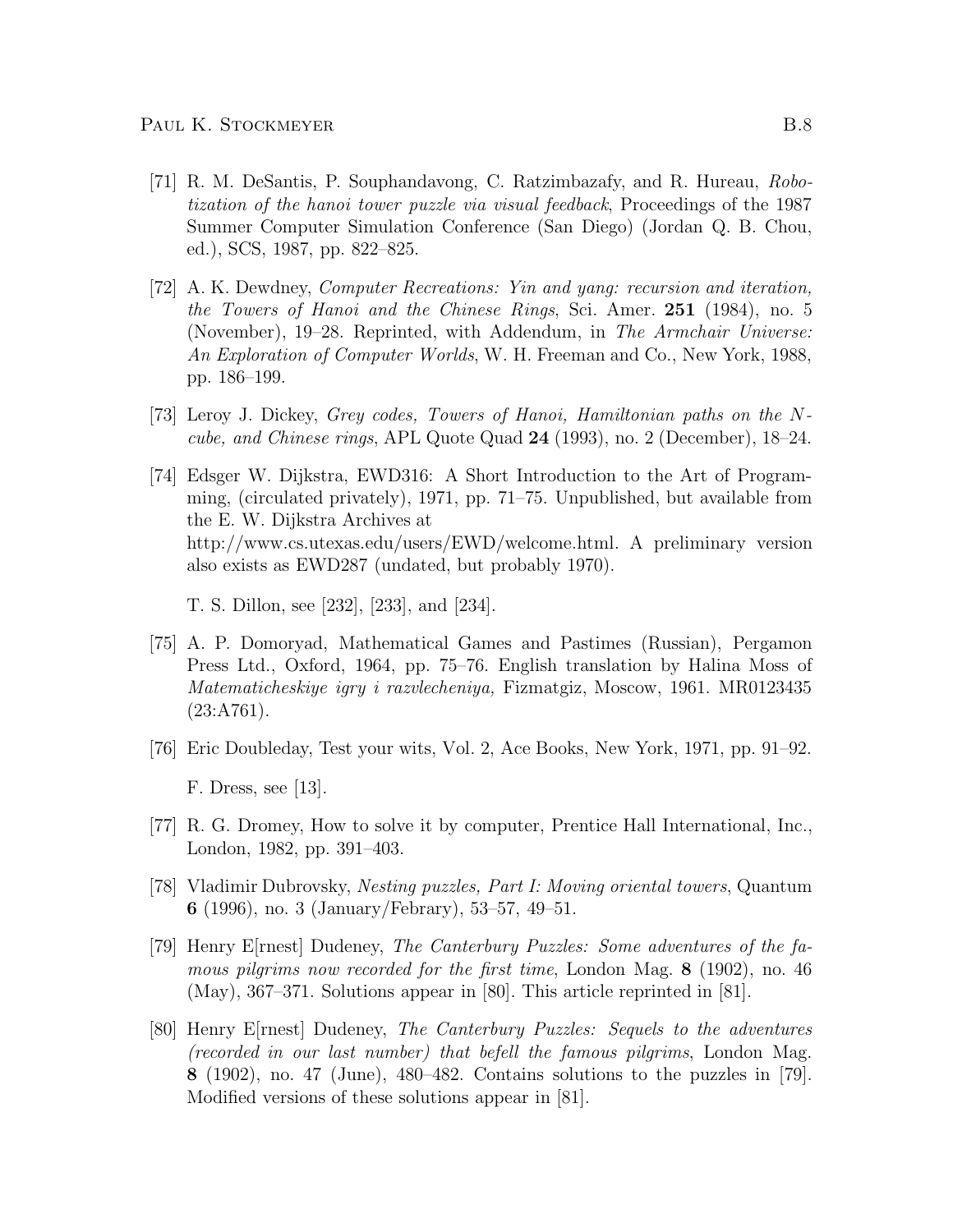[71] R. M. DeSantis, P. Souphandavong, C. Ratzimbazafy, and R. Hureau, *Robotization of the hanoi tower puzzle via visual feedback*, Proceedings of the 1987 Summer Computer Simulation Conference (San Diego) (Jordan Q. B. Chou, ed.), SCS, 1987, pp. 822–825.

[72] A. K. Dewdney, *Computer Recreations: Yin and yang: recursion and iteration, the Towers of Hanoi and the Chinese Rings*, Sci. Amer. **251** (1984), no. 5 (November), 19–28. Reprinted, with Addendum, in *The Armchair Universe: An Exploration of Computer Worlds*, W. H. Freeman and Co., New York, 1988, pp. 186–199.

[73] Leroy J. Dickey, *Grey codes, Towers of Hanoi, Hamiltonian paths on the $N$-cube, and Chinese rings*, APL Quote Quad **24** (1993), no. 2 (December), 18–24.

[74] Edsger W. Dijkstra, EWD316: A Short Introduction to the Art of Programming, (circulated privately), 1971, pp. 71–75. Unpublished, but available from the E. W. Dijkstra Archives at http://www.cs.utexas.edu/users/EWD/welcome.html. A preliminary version also exists as EWD287 (undated, but probably 1970).

T. S. Dillon, see [232], [233], and [234].

[75] A. P. Domoryad, Mathematical Games and Pastimes (Russian), Pergamon Press Ltd., Oxford, 1964, pp. 75–76. English translation by Halina Moss of *Matematicheskiye igry i razvlecheniya,* Fizmatgiz, Moscow, 1961. MR0123435 (23:A761).

[76] Eric Doubleday, Test your wits, Vol. 2, Ace Books, New York, 1971, pp. 91–92.

F. Dress, see [13].

[77] R. G. Dromey, How to solve it by computer, Prentice Hall International, Inc., London, 1982, pp. 391–403.

[78] Vladimir Dubrovsky, *Nesting puzzles, Part I: Moving oriental towers*, Quantum **6** (1996), no. 3 (January/Febrary), 53–57, 49–51.

[79] Henry E[rnest] Dudeney, *The Canterbury Puzzles: Some adventures of the famous pilgrims now recorded for the first time*, London Mag. **8** (1902), no. 46 (May), 367–371. Solutions appear in [80]. This article reprinted in [81].

[80] Henry E[rnest] Dudeney, *The Canterbury Puzzles: Sequels to the adventures (recorded in our last number) that befell the famous pilgrims*, London Mag. **8** (1902), no. 47 (June), 480–482. Contains solutions to the puzzles in [79]. Modified versions of these solutions appear in [81].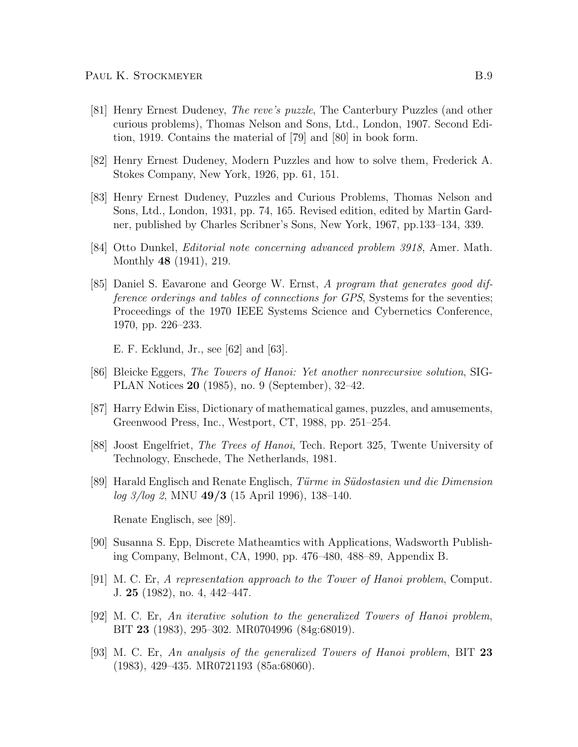[81] Henry Ernest Dudeney, *The reve's puzzle*, The Canterbury Puzzles (and other curious problems), Thomas Nelson and Sons, Ltd., London, 1907. Second Edition, 1919. Contains the material of [79] and [80] in book form.

[82] Henry Ernest Dudeney, Modern Puzzles and how to solve them, Frederick A. Stokes Company, New York, 1926, pp. 61, 151.

[83] Henry Ernest Dudeney, Puzzles and Curious Problems, Thomas Nelson and Sons, Ltd., London, 1931, pp. 74, 165. Revised edition, edited by Martin Gardner, published by Charles Scribner's Sons, New York, 1967, pp.133–134, 339.

[84] Otto Dunkel, *Editorial note concerning advanced problem 3918*, Amer. Math. Monthly **48** (1941), 219.

[85] Daniel S. Eavarone and George W. Ernst, *A program that generates good difference orderings and tables of connections for GPS*, Systems for the seventies; Proceedings of the 1970 IEEE Systems Science and Cybernetics Conference, 1970, pp. 226–233.

E. F. Ecklund, Jr., see [62] and [63].

[86] Bleicke Eggers, *The Towers of Hanoi: Yet another nonrecursive solution*, SIGPLAN Notices **20** (1985), no. 9 (September), 32–42.

[87] Harry Edwin Eiss, Dictionary of mathematical games, puzzles, and amusements, Greenwood Press, Inc., Westport, CT, 1988, pp. 251–254.

[88] Joost Engelfriet, *The Trees of Hanoi*, Tech. Report 325, Twente University of Technology, Enschede, The Netherlands, 1981.

[89] Harald Englisch and Renate Englisch, *Türme in Südostasien und die Dimension log 3/log 2*, MNU **49/3** (15 April 1996), 138–140.

Renate Englisch, see [89].

[90] Susanna S. Epp, Discrete Matheamtics with Applications, Wadsworth Publishing Company, Belmont, CA, 1990, pp. 476–480, 488–89, Appendix B.

[91] M. C. Er, *A representation approach to the Tower of Hanoi problem*, Comput. J. **25** (1982), no. 4, 442–447.

[92] M. C. Er, *An iterative solution to the generalized Towers of Hanoi problem*, BIT **23** (1983), 295–302. MR0704996 (84g:68019).

[93] M. C. Er, *An analysis of the generalized Towers of Hanoi problem*, BIT **23** (1983), 429–435. MR0721193 (85a:68060).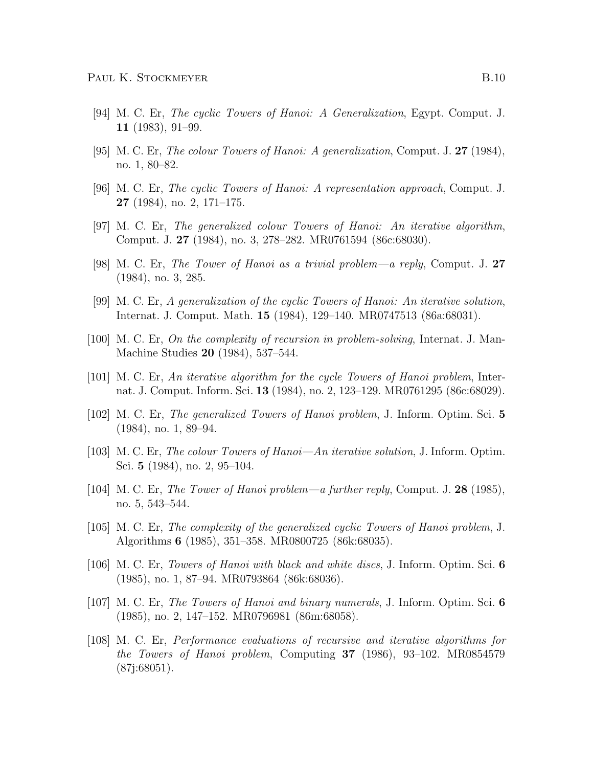[94] M. C. Er, *The cyclic Towers of Hanoi: A Generalization*, Egypt. Comput. J. **11** (1983), 91–99.

[95] M. C. Er, *The colour Towers of Hanoi: A generalization*, Comput. J. **27** (1984), no. 1, 80–82.

[96] M. C. Er, *The cyclic Towers of Hanoi: A representation approach*, Comput. J. **27** (1984), no. 2, 171–175.

[97] M. C. Er, *The generalized colour Towers of Hanoi: An iterative algorithm*, Comput. J. **27** (1984), no. 3, 278–282. MR0761594 (86c:68030).

[98] M. C. Er, *The Tower of Hanoi as a trivial problem—a reply*, Comput. J. **27** (1984), no. 3, 285.

[99] M. C. Er, *A generalization of the cyclic Towers of Hanoi: An iterative solution*, Internat. J. Comput. Math. **15** (1984), 129–140. MR0747513 (86a:68031).

[100] M. C. Er, *On the complexity of recursion in problem-solving*, Internat. J. Man-Machine Studies **20** (1984), 537–544.

[101] M. C. Er, *An iterative algorithm for the cycle Towers of Hanoi problem*, Internat. J. Comput. Inform. Sci. **13** (1984), no. 2, 123–129. MR0761295 (86c:68029).

[102] M. C. Er, *The generalized Towers of Hanoi problem*, J. Inform. Optim. Sci. **5** (1984), no. 1, 89–94.

[103] M. C. Er, *The colour Towers of Hanoi—An iterative solution*, J. Inform. Optim. Sci. **5** (1984), no. 2, 95–104.

[104] M. C. Er, *The Tower of Hanoi problem—a further reply*, Comput. J. **28** (1985), no. 5, 543–544.

[105] M. C. Er, *The complexity of the generalized cyclic Towers of Hanoi problem*, J. Algorithms **6** (1985), 351–358. MR0800725 (86k:68035).

[106] M. C. Er, *Towers of Hanoi with black and white discs*, J. Inform. Optim. Sci. **6** (1985), no. 1, 87–94. MR0793864 (86k:68036).

[107] M. C. Er, *The Towers of Hanoi and binary numerals*, J. Inform. Optim. Sci. **6** (1985), no. 2, 147–152. MR0796981 (86m:68058).

[108] M. C. Er, *Performance evaluations of recursive and iterative algorithms for the Towers of Hanoi problem*, Computing **37** (1986), 93–102. MR0854579 (87j:68051).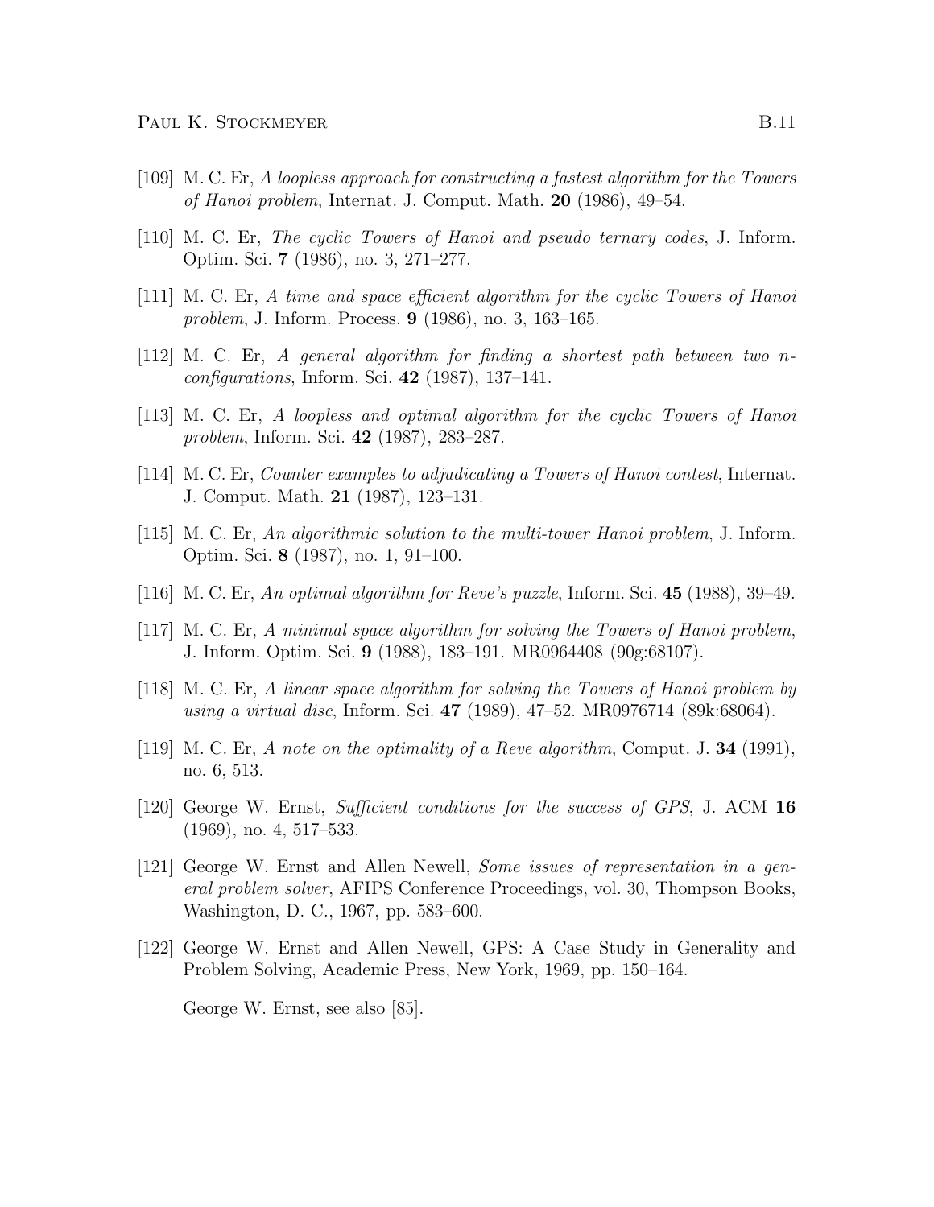[109] M. C. Er, *A loopless approach for constructing a fastest algorithm for the Towers of Hanoi problem*, Internat. J. Comput. Math. **20** (1986), 49–54.

[110] M. C. Er, *The cyclic Towers of Hanoi and pseudo ternary codes*, J. Inform. Optim. Sci. **7** (1986), no. 3, 271–277.

[111] M. C. Er, *A time and space efficient algorithm for the cyclic Towers of Hanoi problem*, J. Inform. Process. **9** (1986), no. 3, 163–165.

[112] M. C. Er, *A general algorithm for finding a shortest path between two n-configurations*, Inform. Sci. **42** (1987), 137–141.

[113] M. C. Er, *A loopless and optimal algorithm for the cyclic Towers of Hanoi problem*, Inform. Sci. **42** (1987), 283–287.

[114] M. C. Er, *Counter examples to adjudicating a Towers of Hanoi contest*, Internat. J. Comput. Math. **21** (1987), 123–131.

[115] M. C. Er, *An algorithmic solution to the multi-tower Hanoi problem*, J. Inform. Optim. Sci. **8** (1987), no. 1, 91–100.

[116] M. C. Er, *An optimal algorithm for Reve's puzzle*, Inform. Sci. **45** (1988), 39–49.

[117] M. C. Er, *A minimal space algorithm for solving the Towers of Hanoi problem*, J. Inform. Optim. Sci. **9** (1988), 183–191. MR0964408 (90g:68107).

[118] M. C. Er, *A linear space algorithm for solving the Towers of Hanoi problem by using a virtual disc*, Inform. Sci. **47** (1989), 47–52. MR0976714 (89k:68064).

[119] M. C. Er, *A note on the optimality of a Reve algorithm*, Comput. J. **34** (1991), no. 6, 513.

[120] George W. Ernst, *Sufficient conditions for the success of GPS*, J. ACM **16** (1969), no. 4, 517–533.

[121] George W. Ernst and Allen Newell, *Some issues of representation in a general problem solver*, AFIPS Conference Proceedings, vol. 30, Thompson Books, Washington, D. C., 1967, pp. 583–600.

[122] George W. Ernst and Allen Newell, GPS: A Case Study in Generality and Problem Solving, Academic Press, New York, 1969, pp. 150–164.

George W. Ernst, see also [85].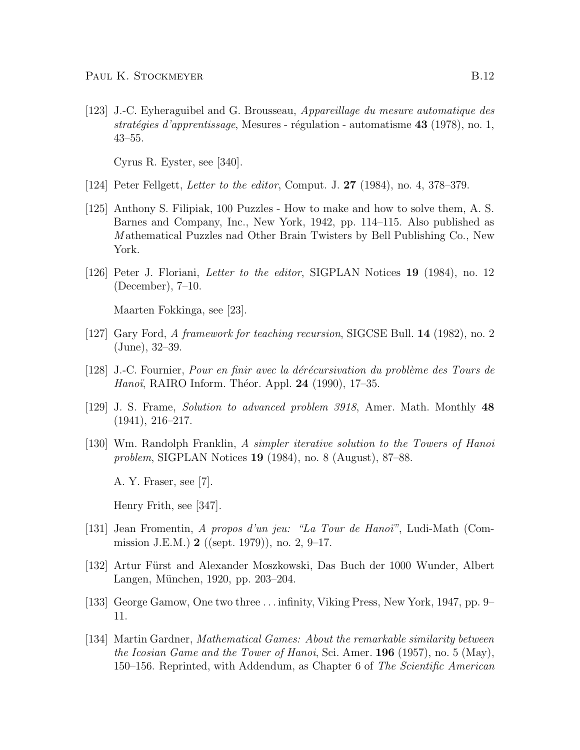[123] J.-C. Eyheraguibel and G. Brousseau, *Appareillage du mesure automatique des stratégies d'apprentissage*, Mesures - régulation - automatisme **43** (1978), no. 1, 43–55.

Cyrus R. Eyster, see [340].

[124] Peter Fellgett, *Letter to the editor*, Comput. J. **27** (1984), no. 4, 378–379.

[125] Anthony S. Filipiak, 100 Puzzles - How to make and how to solve them, A. S. Barnes and Company, Inc., New York, 1942, pp. 114–115. Also published as *M*athematical Puzzles nad Other Brain Twisters by Bell Publishing Co., New York.

[126] Peter J. Floriani, *Letter to the editor*, SIGPLAN Notices **19** (1984), no. 12 (December), 7–10.

Maarten Fokkinga, see [23].

[127] Gary Ford, *A framework for teaching recursion*, SIGCSE Bull. **14** (1982), no. 2 (June), 32–39.

[128] J.-C. Fournier, *Pour en finir avec la dérécursivation du problème des Tours de Hanoï*, RAIRO Inform. Théor. Appl. **24** (1990), 17–35.

[129] J. S. Frame, *Solution to advanced problem 3918*, Amer. Math. Monthly **48** (1941), 216–217.

[130] Wm. Randolph Franklin, *A simpler iterative solution to the Towers of Hanoi problem*, SIGPLAN Notices **19** (1984), no. 8 (August), 87–88.

A. Y. Fraser, see [7].

Henry Frith, see [347].

[131] Jean Fromentin, *A propos d'un jeu: "La Tour de Hanoï"*, Ludi-Math (Commission J.E.M.) **2** ((sept. 1979)), no. 2, 9–17.

[132] Artur Fürst and Alexander Moszkowski, Das Buch der 1000 Wunder, Albert Langen, München, 1920, pp. 203–204.

[133] George Gamow, One two three . . . infinity, Viking Press, New York, 1947, pp. 9–11.

[134] Martin Gardner, *Mathematical Games: About the remarkable similarity between the Icosian Game and the Tower of Hanoi*, Sci. Amer. **196** (1957), no. 5 (May), 150–156. Reprinted, with Addendum, as Chapter 6 of *The Scientific American*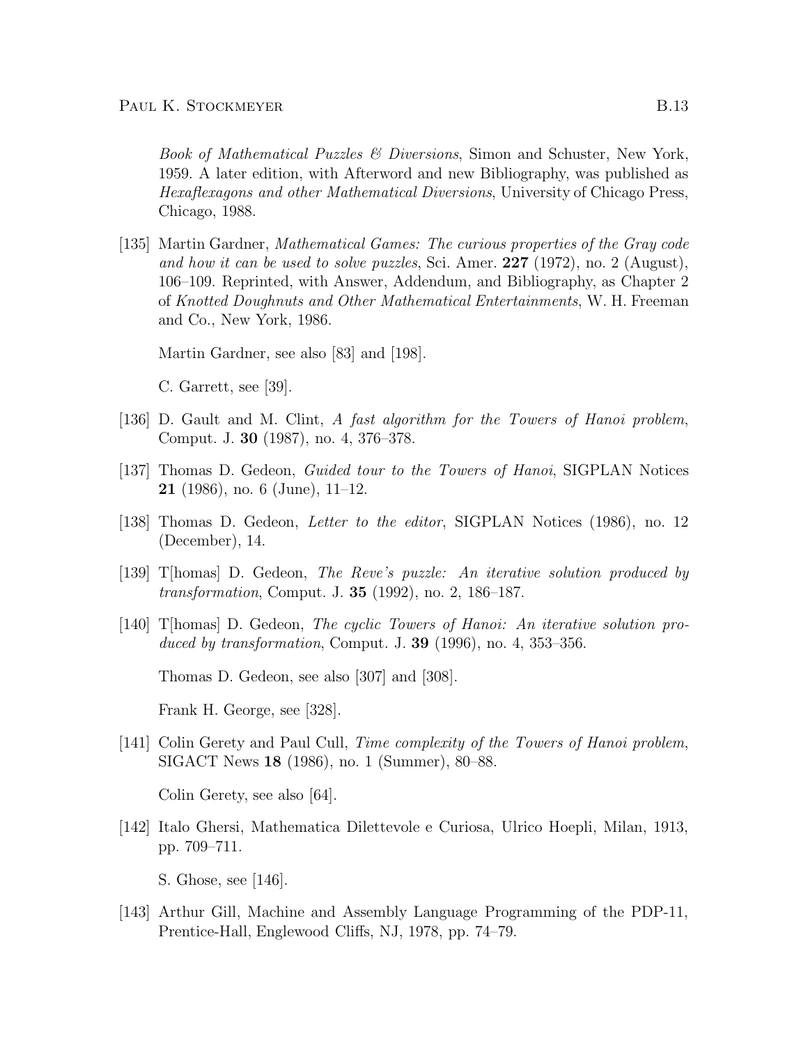*Book of Mathematical Puzzles & Diversions*, Simon and Schuster, New York, 1959. A later edition, with Afterword and new Bibliography, was published as *Hexaflexagons and other Mathematical Diversions*, University of Chicago Press, Chicago, 1988.

[135] Martin Gardner, *Mathematical Games: The curious properties of the Gray code and how it can be used to solve puzzles*, Sci. Amer. **227** (1972), no. 2 (August), 106–109. Reprinted, with Answer, Addendum, and Bibliography, as Chapter 2 of *Knotted Doughnuts and Other Mathematical Entertainments*, W. H. Freeman and Co., New York, 1986.

Martin Gardner, see also [83] and [198].

C. Garrett, see [39].

[136] D. Gault and M. Clint, *A fast algorithm for the Towers of Hanoi problem*, Comput. J. **30** (1987), no. 4, 376–378.

[137] Thomas D. Gedeon, *Guided tour to the Towers of Hanoi*, SIGPLAN Notices **21** (1986), no. 6 (June), 11–12.

[138] Thomas D. Gedeon, *Letter to the editor*, SIGPLAN Notices (1986), no. 12 (December), 14.

[139] T[homas] D. Gedeon, *The Reve's puzzle: An iterative solution produced by transformation*, Comput. J. **35** (1992), no. 2, 186–187.

[140] T[homas] D. Gedeon, *The cyclic Towers of Hanoi: An iterative solution produced by transformation*, Comput. J. **39** (1996), no. 4, 353–356.

Thomas D. Gedeon, see also [307] and [308].

Frank H. George, see [328].

[141] Colin Gerety and Paul Cull, *Time complexity of the Towers of Hanoi problem*, SIGACT News **18** (1986), no. 1 (Summer), 80–88.

Colin Gerety, see also [64].

[142] Italo Ghersi, Mathematica Dilettevole e Curiosa, Ulrico Hoepli, Milan, 1913, pp. 709–711.

S. Ghose, see [146].

[143] Arthur Gill, Machine and Assembly Language Programming of the PDP-11, Prentice-Hall, Englewood Cliffs, NJ, 1978, pp. 74–79.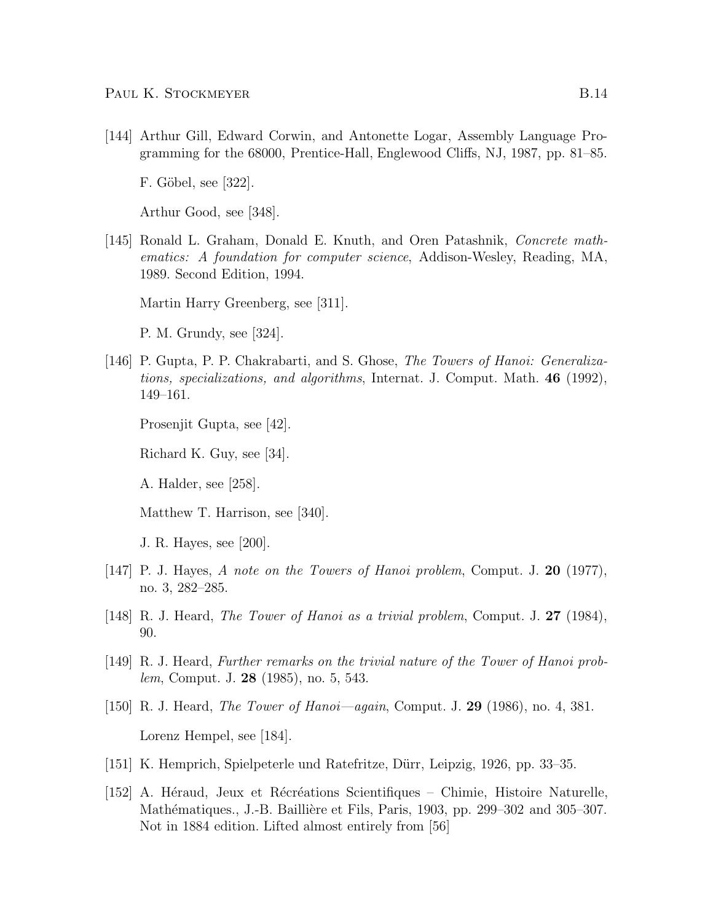[144] Arthur Gill, Edward Corwin, and Antonette Logar, Assembly Language Programming for the 68000, Prentice-Hall, Englewood Cliffs, NJ, 1987, pp. 81–85.

F. Göbel, see [322].

Arthur Good, see [348].

[145] Ronald L. Graham, Donald E. Knuth, and Oren Patashnik, *Concrete mathematics: A foundation for computer science*, Addison-Wesley, Reading, MA, 1989. Second Edition, 1994.

Martin Harry Greenberg, see [311].

P. M. Grundy, see [324].

[146] P. Gupta, P. P. Chakrabarti, and S. Ghose, *The Towers of Hanoi: Generalizations, specializations, and algorithms*, Internat. J. Comput. Math. **46** (1992), 149–161.

Prosenjit Gupta, see [42].

Richard K. Guy, see [34].

A. Halder, see [258].

Matthew T. Harrison, see [340].

J. R. Hayes, see [200].

[147] P. J. Hayes, *A note on the Towers of Hanoi problem*, Comput. J. **20** (1977), no. 3, 282–285.

[148] R. J. Heard, *The Tower of Hanoi as a trivial problem*, Comput. J. **27** (1984), 90.

[149] R. J. Heard, *Further remarks on the trivial nature of the Tower of Hanoi problem*, Comput. J. **28** (1985), no. 5, 543.

[150] R. J. Heard, *The Tower of Hanoi—again*, Comput. J. **29** (1986), no. 4, 381.

Lorenz Hempel, see [184].

[151] K. Hemprich, Spielpeterle und Ratefritze, Dürr, Leipzig, 1926, pp. 33–35.

[152] A. Héraud, Jeux et Récréations Scientifiques – Chimie, Histoire Naturelle, Mathématiques., J.-B. Baillière et Fils, Paris, 1903, pp. 299–302 and 305–307. Not in 1884 edition. Lifted almost entirely from [56]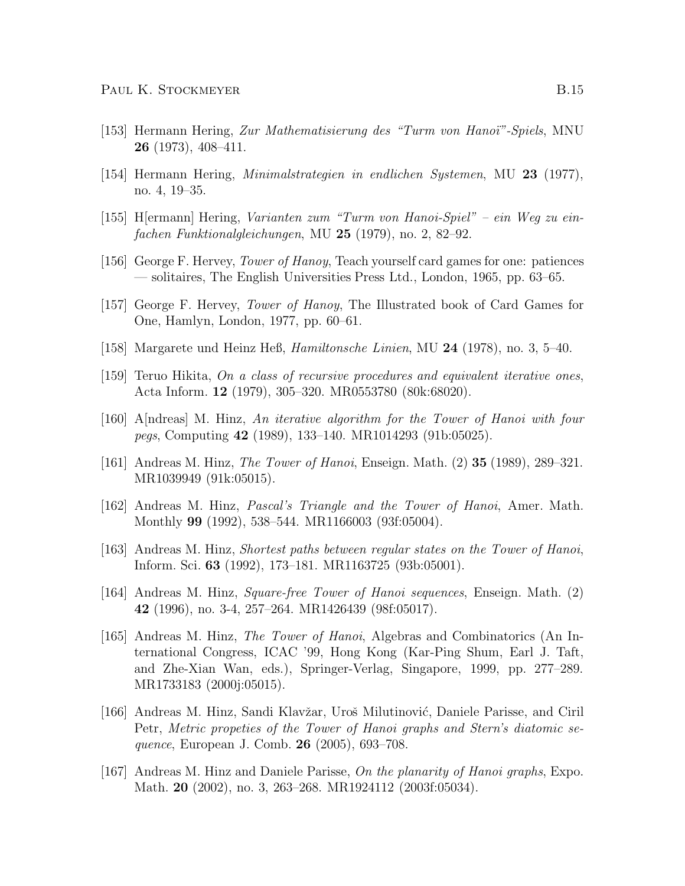[153] Hermann Hering, *Zur Mathematisierung des "Turm von Hanoï"-Spiels*, MNU **26** (1973), 408–411.

[154] Hermann Hering, *Minimalstrategien in endlichen Systemen*, MU **23** (1977), no. 4, 19–35.

[155] H[ermann] Hering, *Varianten zum "Turm von Hanoi-Spiel" – ein Weg zu einfachen Funktionalgleichungen*, MU **25** (1979), no. 2, 82–92.

[156] George F. Hervey, *Tower of Hanoy*, Teach yourself card games for one: patiences — solitaires, The English Universities Press Ltd., London, 1965, pp. 63–65.

[157] George F. Hervey, *Tower of Hanoy*, The Illustrated book of Card Games for One, Hamlyn, London, 1977, pp. 60–61.

[158] Margarete und Heinz Heß, *Hamiltonsche Linien*, MU **24** (1978), no. 3, 5–40.

[159] Teruo Hikita, *On a class of recursive procedures and equivalent iterative ones*, Acta Inform. **12** (1979), 305–320. MR0553780 (80k:68020).

[160] A[ndreas] M. Hinz, *An iterative algorithm for the Tower of Hanoi with four pegs*, Computing **42** (1989), 133–140. MR1014293 (91b:05025).

[161] Andreas M. Hinz, *The Tower of Hanoi*, Enseign. Math. (2) **35** (1989), 289–321. MR1039949 (91k:05015).

[162] Andreas M. Hinz, *Pascal's Triangle and the Tower of Hanoi*, Amer. Math. Monthly **99** (1992), 538–544. MR1166003 (93f:05004).

[163] Andreas M. Hinz, *Shortest paths between regular states on the Tower of Hanoi*, Inform. Sci. **63** (1992), 173–181. MR1163725 (93b:05001).

[164] Andreas M. Hinz, *Square-free Tower of Hanoi sequences*, Enseign. Math. (2) **42** (1996), no. 3-4, 257–264. MR1426439 (98f:05017).

[165] Andreas M. Hinz, *The Tower of Hanoi*, Algebras and Combinatorics (An International Congress, ICAC '99, Hong Kong (Kar-Ping Shum, Earl J. Taft, and Zhe-Xian Wan, eds.), Springer-Verlag, Singapore, 1999, pp. 277–289. MR1733183 (2000j:05015).

[166] Andreas M. Hinz, Sandi Klavžar, Uroš Milutinović, Daniele Parisse, and Ciril Petr, *Metric propeties of the Tower of Hanoi graphs and Stern's diatomic sequence*, European J. Comb. **26** (2005), 693–708.

[167] Andreas M. Hinz and Daniele Parisse, *On the planarity of Hanoi graphs*, Expo. Math. **20** (2002), no. 3, 263–268. MR1924112 (2003f:05034).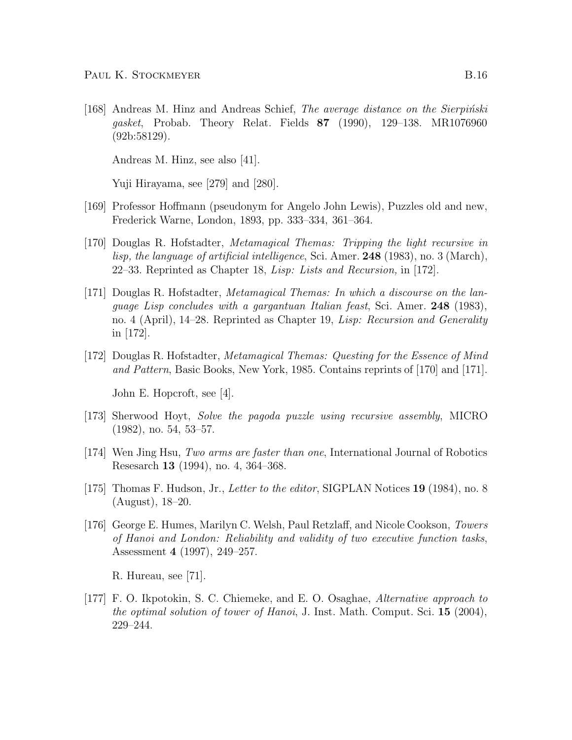[168] Andreas M. Hinz and Andreas Schief, *The average distance on the Sierpiński gasket*, Probab. Theory Relat. Fields **87** (1990), 129–138. MR1076960 (92b:58129).

Andreas M. Hinz, see also [41].

Yuji Hirayama, see [279] and [280].

[169] Professor Hoffmann (pseudonym for Angelo John Lewis), Puzzles old and new, Frederick Warne, London, 1893, pp. 333–334, 361–364.

[170] Douglas R. Hofstadter, *Metamagical Themas: Tripping the light recursive in lisp, the language of artificial intelligence*, Sci. Amer. **248** (1983), no. 3 (March), 22–33. Reprinted as Chapter 18, *Lisp: Lists and Recursion,* in [172].

[171] Douglas R. Hofstadter, *Metamagical Themas: In which a discourse on the language Lisp concludes with a gargantuan Italian feast*, Sci. Amer. **248** (1983), no. 4 (April), 14–28. Reprinted as Chapter 19, *Lisp: Recursion and Generality* in [172].

[172] Douglas R. Hofstadter, *Metamagical Themas: Questing for the Essence of Mind and Pattern*, Basic Books, New York, 1985. Contains reprints of [170] and [171].

John E. Hopcroft, see [4].

[173] Sherwood Hoyt, *Solve the pagoda puzzle using recursive assembly*, MICRO (1982), no. 54, 53–57.

[174] Wen Jing Hsu, *Two arms are faster than one*, International Journal of Robotics Resesarch **13** (1994), no. 4, 364–368.

[175] Thomas F. Hudson, Jr., *Letter to the editor*, SIGPLAN Notices **19** (1984), no. 8 (August), 18–20.

[176] George E. Humes, Marilyn C. Welsh, Paul Retzlaff, and Nicole Cookson, *Towers of Hanoi and London: Reliability and validity of two executive function tasks*, Assessment **4** (1997), 249–257.

R. Hureau, see [71].

[177] F. O. Ikpotokin, S. C. Chiemeke, and E. O. Osaghae, *Alternative approach to the optimal solution of tower of Hanoi*, J. Inst. Math. Comput. Sci. **15** (2004), 229–244.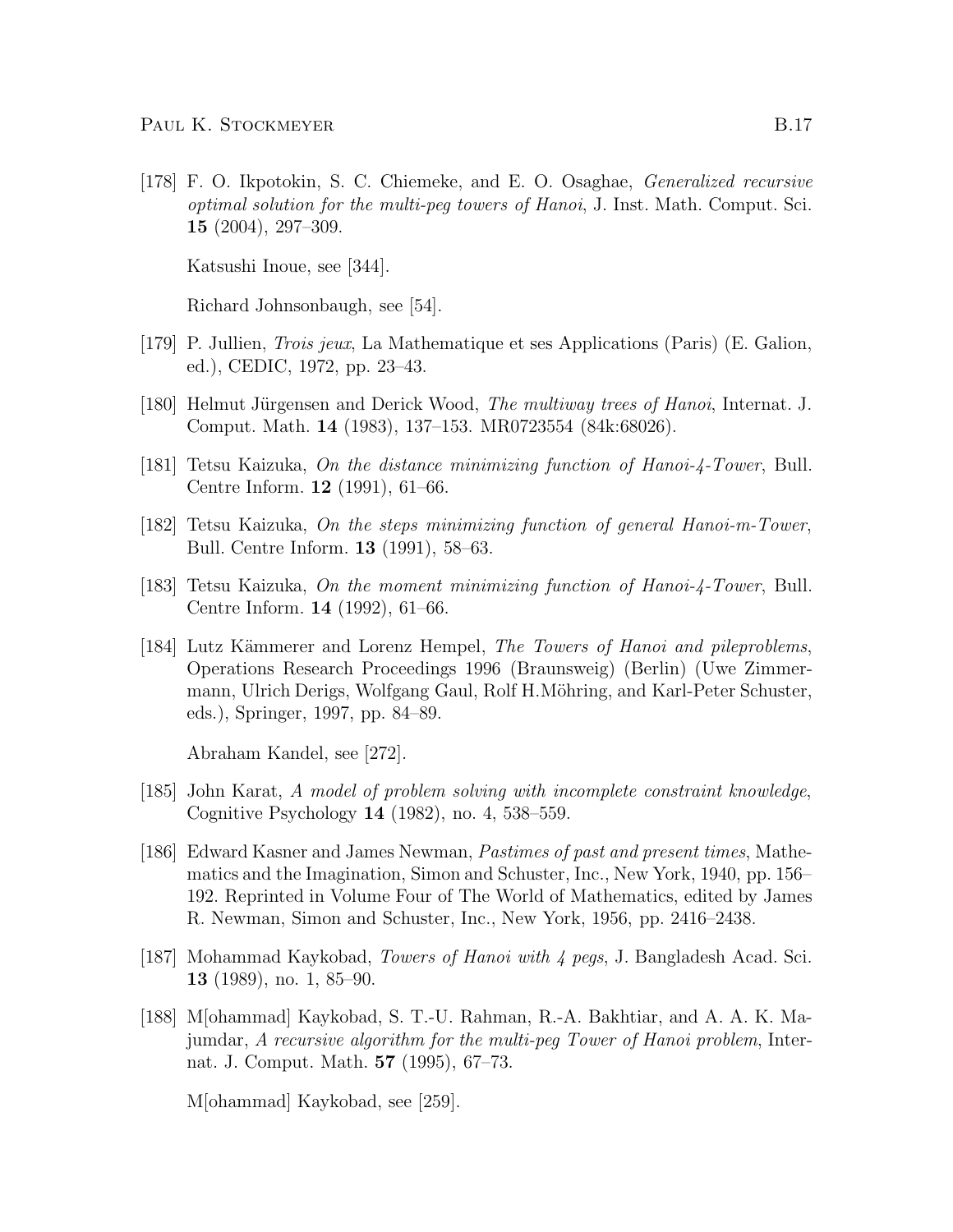[178] F. O. Ikpotokin, S. C. Chiemeke, and E. O. Osaghae, *Generalized recursive optimal solution for the multi-peg towers of Hanoi*, J. Inst. Math. Comput. Sci. **15** (2004), 297–309.

Katsushi Inoue, see [344].

Richard Johnsonbaugh, see [54].

[179] P. Jullien, *Trois jeux*, La Mathematique et ses Applications (Paris) (E. Galion, ed.), CEDIC, 1972, pp. 23–43.

[180] Helmut Jürgensen and Derick Wood, *The multiway trees of Hanoi*, Internat. J. Comput. Math. **14** (1983), 137–153. MR0723554 (84k:68026).

[181] Tetsu Kaizuka, *On the distance minimizing function of Hanoi-4-Tower*, Bull. Centre Inform. **12** (1991), 61–66.

[182] Tetsu Kaizuka, *On the steps minimizing function of general Hanoi-m-Tower*, Bull. Centre Inform. **13** (1991), 58–63.

[183] Tetsu Kaizuka, *On the moment minimizing function of Hanoi-4-Tower*, Bull. Centre Inform. **14** (1992), 61–66.

[184] Lutz Kämmerer and Lorenz Hempel, *The Towers of Hanoi and pileproblems*, Operations Research Proceedings 1996 (Braunsweig) (Berlin) (Uwe Zimmermann, Ulrich Derigs, Wolfgang Gaul, Rolf H.Möhring, and Karl-Peter Schuster, eds.), Springer, 1997, pp. 84–89.

Abraham Kandel, see [272].

[185] John Karat, *A model of problem solving with incomplete constraint knowledge*, Cognitive Psychology **14** (1982), no. 4, 538–559.

[186] Edward Kasner and James Newman, *Pastimes of past and present times*, Mathematics and the Imagination, Simon and Schuster, Inc., New York, 1940, pp. 156–192. Reprinted in Volume Four of The World of Mathematics, edited by James R. Newman, Simon and Schuster, Inc., New York, 1956, pp. 2416–2438.

[187] Mohammad Kaykobad, *Towers of Hanoi with 4 pegs*, J. Bangladesh Acad. Sci. **13** (1989), no. 1, 85–90.

[188] M[ohammad] Kaykobad, S. T.-U. Rahman, R.-A. Bakhtiar, and A. A. K. Majumdar, *A recursive algorithm for the multi-peg Tower of Hanoi problem*, Internat. J. Comput. Math. **57** (1995), 67–73.

M[ohammad] Kaykobad, see [259].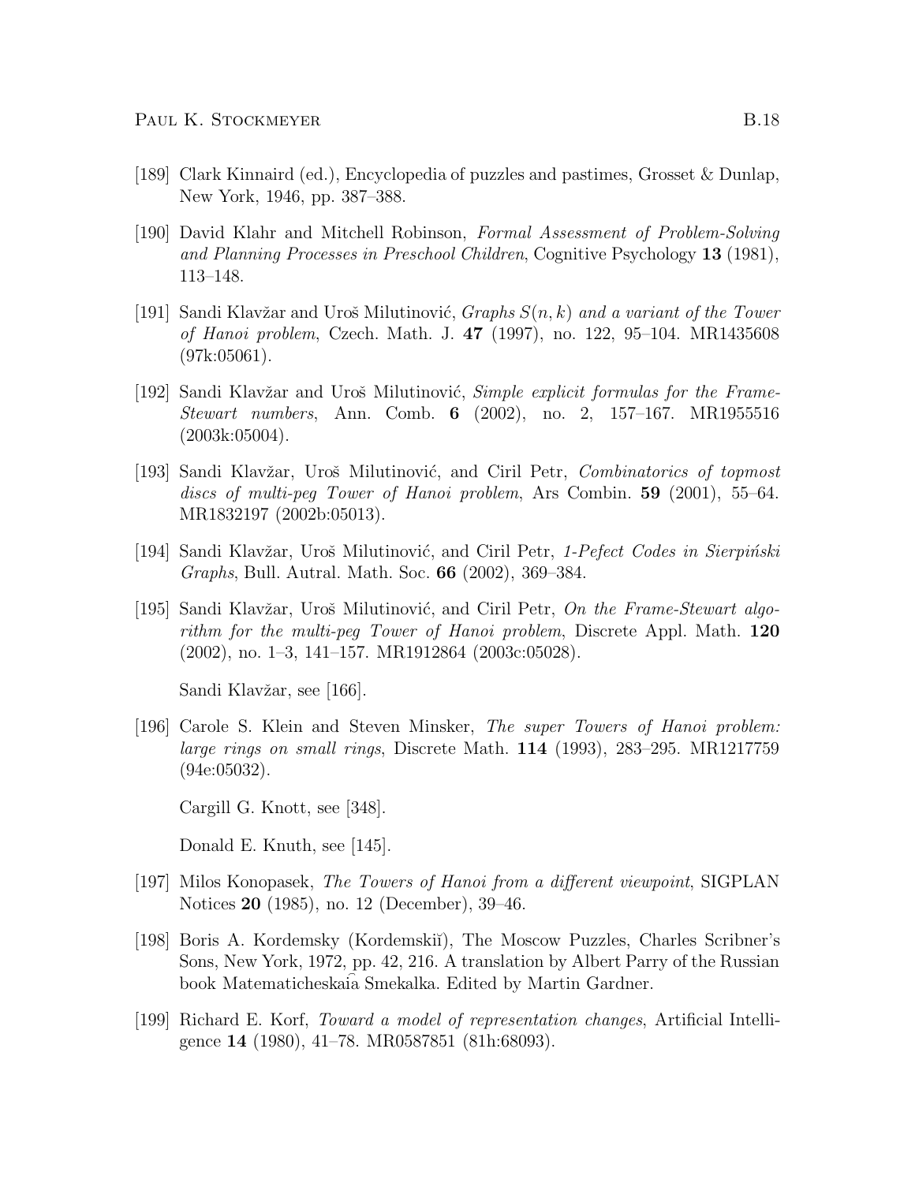[189] Clark Kinnaird (ed.), Encyclopedia of puzzles and pastimes, Grosset & Dunlap, New York, 1946, pp. 387–388.

[190] David Klahr and Mitchell Robinson, *Formal Assessment of Problem-Solving and Planning Processes in Preschool Children*, Cognitive Psychology **13** (1981), 113–148.

[191] Sandi Klavžar and Uroš Milutinović, *Graphs $S(n, k)$ and a variant of the Tower of Hanoi problem*, Czech. Math. J. **47** (1997), no. 122, 95–104. MR1435608 (97k:05061).

[192] Sandi Klavžar and Uroš Milutinović, *Simple explicit formulas for the Frame-Stewart numbers*, Ann. Comb. **6** (2002), no. 2, 157–167. MR1955516 (2003k:05004).

[193] Sandi Klavžar, Uroš Milutinović, and Ciril Petr, *Combinatorics of topmost discs of multi-peg Tower of Hanoi problem*, Ars Combin. **59** (2001), 55–64. MR1832197 (2002b:05013).

[194] Sandi Klavžar, Uroš Milutinović, and Ciril Petr, *1-Pefect Codes in Sierpiński Graphs*, Bull. Autral. Math. Soc. **66** (2002), 369–384.

[195] Sandi Klavžar, Uroš Milutinović, and Ciril Petr, *On the Frame-Stewart algorithm for the multi-peg Tower of Hanoi problem*, Discrete Appl. Math. **120** (2002), no. 1–3, 141–157. MR1912864 (2003c:05028).

Sandi Klavžar, see [166].

[196] Carole S. Klein and Steven Minsker, *The super Towers of Hanoi problem: large rings on small rings*, Discrete Math. **114** (1993), 283–295. MR1217759 (94e:05032).

Cargill G. Knott, see [348].

Donald E. Knuth, see [145].

[197] Milos Konopasek, *The Towers of Hanoi from a different viewpoint*, SIGPLAN Notices **20** (1985), no. 12 (December), 39–46.

[198] Boris A. Kordemsky (Kordemskiĭ), The Moscow Puzzles, Charles Scribner's Sons, New York, 1972, pp. 42, 216. A translation by Albert Parry of the Russian book Matematicheskaia Smekalka. Edited by Martin Gardner.

[199] Richard E. Korf, *Toward a model of representation changes*, Artificial Intelligence **14** (1980), 41–78. MR0587851 (81h:68093).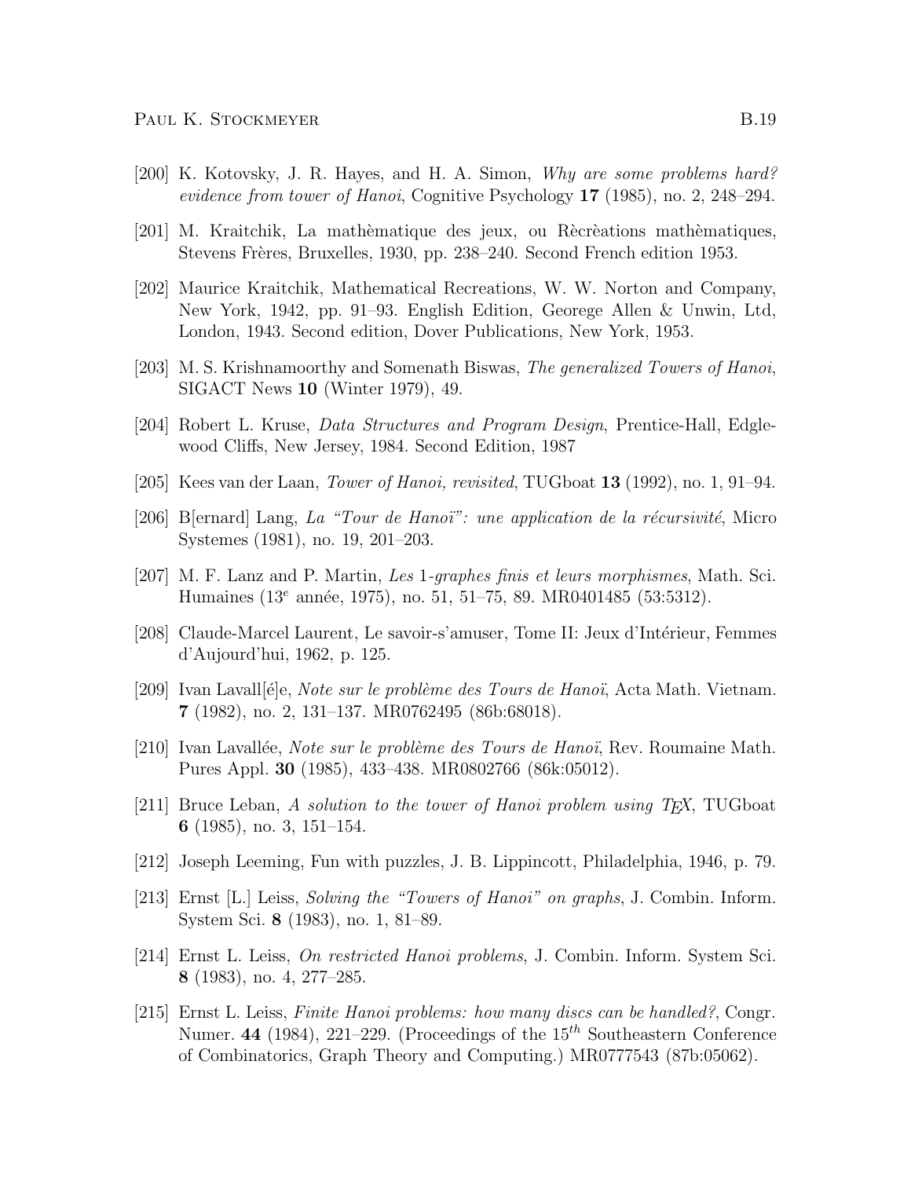[200] K. Kotovsky, J. R. Hayes, and H. A. Simon, *Why are some problems hard? evidence from tower of Hanoi*, Cognitive Psychology **17** (1985), no. 2, 248–294.

[201] M. Kraitchik, La mathèmatique des jeux, ou Rècrèations mathèmatiques, Stevens Frères, Bruxelles, 1930, pp. 238–240. Second French edition 1953.

[202] Maurice Kraitchik, Mathematical Recreations, W. W. Norton and Company, New York, 1942, pp. 91–93. English Edition, Georege Allen & Unwin, Ltd, London, 1943. Second edition, Dover Publications, New York, 1953.

[203] M. S. Krishnamoorthy and Somenath Biswas, *The generalized Towers of Hanoi*, SIGACT News **10** (Winter 1979), 49.

[204] Robert L. Kruse, *Data Structures and Program Design*, Prentice-Hall, Edglewood Cliffs, New Jersey, 1984. Second Edition, 1987

[205] Kees van der Laan, *Tower of Hanoi, revisited*, TUGboat **13** (1992), no. 1, 91–94.

[206] B[ernard] Lang, *La "Tour de Hanoï": une application de la récursivité*, Micro Systemes (1981), no. 19, 201–203.

[207] M. F. Lanz and P. Martin, *Les* 1*-graphes finis et leurs morphismes*, Math. Sci. Humaines ($13^e$ année, 1975), no. 51, 51–75, 89. MR0401485 (53:5312).

[208] Claude-Marcel Laurent, Le savoir-s'amuser, Tome II: Jeux d'Intérieur, Femmes d'Aujourd'hui, 1962, p. 125.

[209] Ivan Lavall[é]e, *Note sur le problème des Tours de Hanoï*, Acta Math. Vietnam. **7** (1982), no. 2, 131–137. MR0762495 (86b:68018).

[210] Ivan Lavallée, *Note sur le problème des Tours de Hanoï*, Rev. Roumaine Math. Pures Appl. **30** (1985), 433–438. MR0802766 (86k:05012).

[211] Bruce Leban, *A solution to the tower of Hanoi problem using TEX*, TUGboat **6** (1985), no. 3, 151–154.

[212] Joseph Leeming, Fun with puzzles, J. B. Lippincott, Philadelphia, 1946, p. 79.

[213] Ernst [L.] Leiss, *Solving the "Towers of Hanoi" on graphs*, J. Combin. Inform. System Sci. **8** (1983), no. 1, 81–89.

[214] Ernst L. Leiss, *On restricted Hanoi problems*, J. Combin. Inform. System Sci. **8** (1983), no. 4, 277–285.

[215] Ernst L. Leiss, *Finite Hanoi problems: how many discs can be handled?*, Congr. Numer. **44** (1984), 221–229. (Proceedings of the $15^{th}$ Southeastern Conference of Combinatorics, Graph Theory and Computing.) MR0777543 (87b:05062).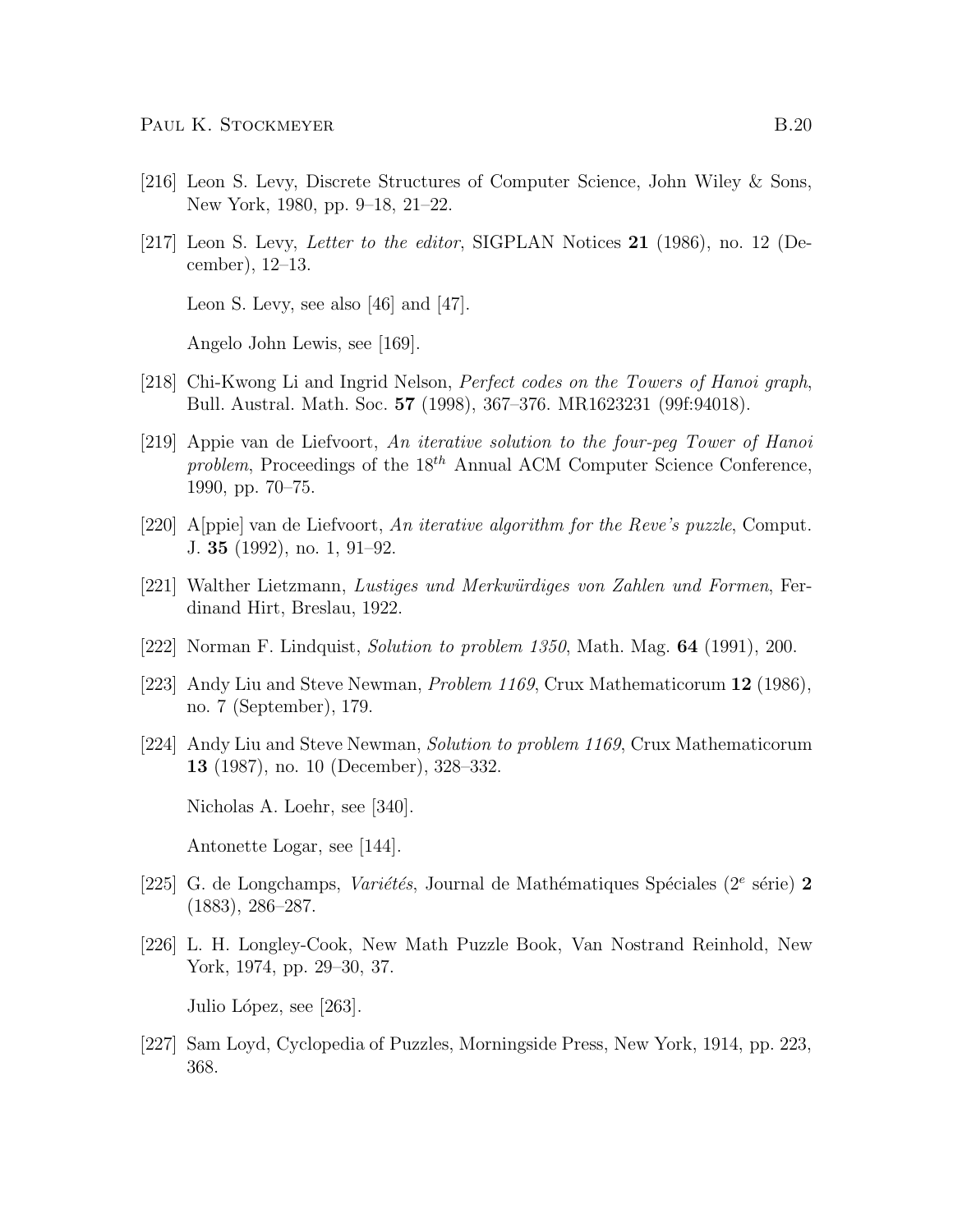[216] Leon S. Levy, Discrete Structures of Computer Science, John Wiley & Sons, New York, 1980, pp. 9–18, 21–22.

[217] Leon S. Levy, *Letter to the editor*, SIGPLAN Notices **21** (1986), no. 12 (December), 12–13.

Leon S. Levy, see also [46] and [47].

Angelo John Lewis, see [169].

[218] Chi-Kwong Li and Ingrid Nelson, *Perfect codes on the Towers of Hanoi graph*, Bull. Austral. Math. Soc. **57** (1998), 367–376. MR1623231 (99f:94018).

[219] Appie van de Liefvoort, *An iterative solution to the four-peg Tower of Hanoi problem*, Proceedings of the $18^{th}$ Annual ACM Computer Science Conference, 1990, pp. 70–75.

[220] A[ppie] van de Liefvoort, *An iterative algorithm for the Reve's puzzle*, Comput. J. **35** (1992), no. 1, 91–92.

[221] Walther Lietzmann, *Lustiges und Merkwürdiges von Zahlen und Formen*, Ferdinand Hirt, Breslau, 1922.

[222] Norman F. Lindquist, *Solution to problem 1350*, Math. Mag. **64** (1991), 200.

[223] Andy Liu and Steve Newman, *Problem 1169*, Crux Mathematicorum **12** (1986), no. 7 (September), 179.

[224] Andy Liu and Steve Newman, *Solution to problem 1169*, Crux Mathematicorum **13** (1987), no. 10 (December), 328–332.

Nicholas A. Loehr, see [340].

Antonette Logar, see [144].

[225] G. de Longchamps, *Variétés*, Journal de Mathématiques Spéciales ($2^e$ série) **2** (1883), 286–287.

[226] L. H. Longley-Cook, New Math Puzzle Book, Van Nostrand Reinhold, New York, 1974, pp. 29–30, 37.

Julio López, see [263].

[227] Sam Loyd, Cyclopedia of Puzzles, Morningside Press, New York, 1914, pp. 223, 368.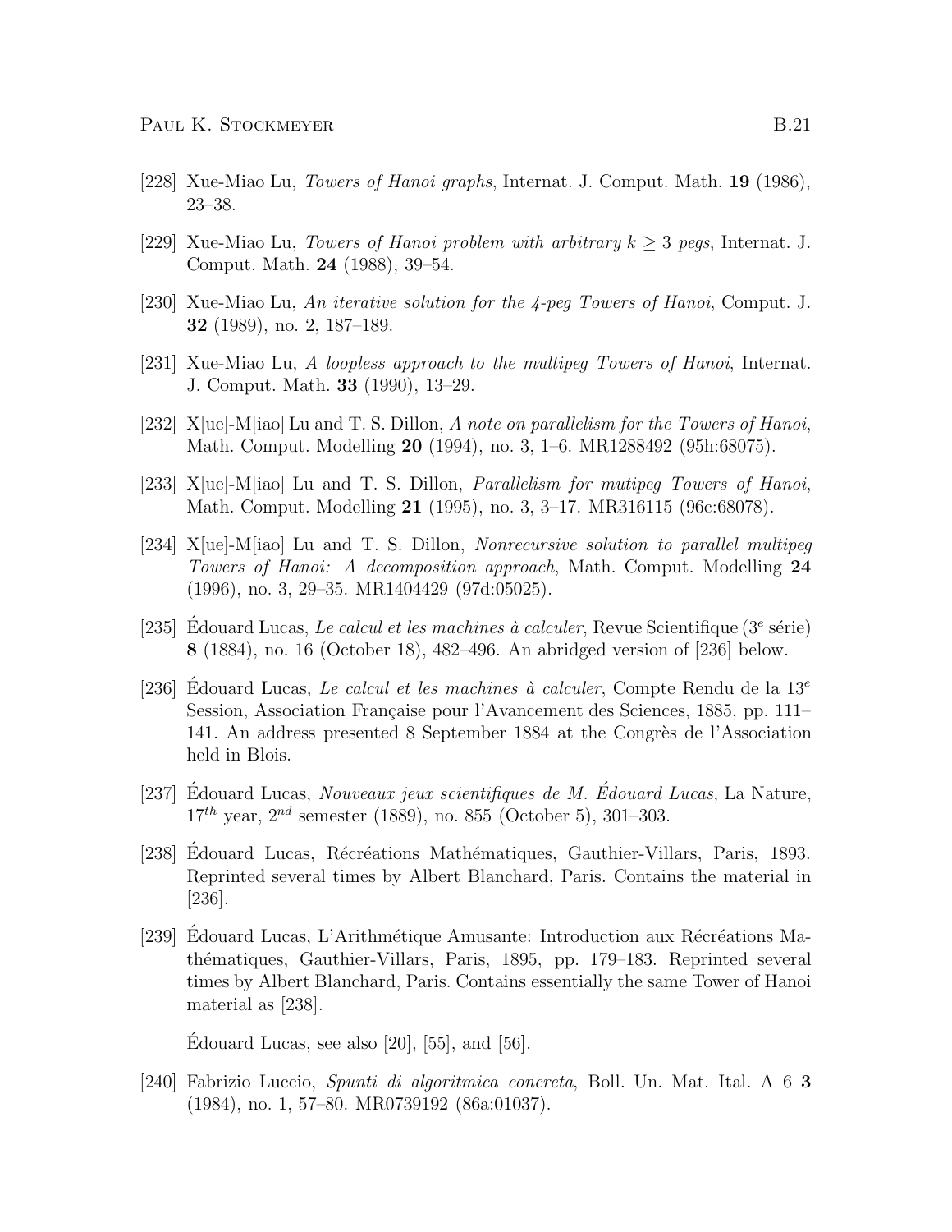[228] Xue-Miao Lu, *Towers of Hanoi graphs*, Internat. J. Comput. Math. **19** (1986), 23–38.

[229] Xue-Miao Lu, *Towers of Hanoi problem with arbitrary $k \geq 3$ pegs*, Internat. J. Comput. Math. **24** (1988), 39–54.

[230] Xue-Miao Lu, *An iterative solution for the 4-peg Towers of Hanoi*, Comput. J. **32** (1989), no. 2, 187–189.

[231] Xue-Miao Lu, *A loopless approach to the multipeg Towers of Hanoi*, Internat. J. Comput. Math. **33** (1990), 13–29.

[232] X[ue]-M[iao] Lu and T. S. Dillon, *A note on parallelism for the Towers of Hanoi*, Math. Comput. Modelling **20** (1994), no. 3, 1–6. MR1288492 (95h:68075).

[233] X[ue]-M[iao] Lu and T. S. Dillon, *Parallelism for mutipeg Towers of Hanoi*, Math. Comput. Modelling **21** (1995), no. 3, 3–17. MR316115 (96c:68078).

[234] X[ue]-M[iao] Lu and T. S. Dillon, *Nonrecursive solution to parallel multipeg Towers of Hanoi: A decomposition approach*, Math. Comput. Modelling **24** (1996), no. 3, 29–35. MR1404429 (97d:05025).

[235] Édouard Lucas, *Le calcul et les machines à calculer*, Revue Scientifique (3[e] série) **8** (1884), no. 16 (October 18), 482–496. An abridged version of [236] below.

[236] Édouard Lucas, *Le calcul et les machines à calculer*, Compte Rendu de la 13[e] Session, Association Française pour l'Avancement des Sciences, 1885, pp. 111–141. An address presented 8 September 1884 at the Congrès de l'Association held in Blois.

[237] Édouard Lucas, *Nouveaux jeux scientifiques de M. Édouard Lucas*, La Nature, 17[th] year, 2[nd] semester (1889), no. 855 (October 5), 301–303.

[238] Édouard Lucas, Récréations Mathématiques, Gauthier-Villars, Paris, 1893. Reprinted several times by Albert Blanchard, Paris. Contains the material in [236].

[239] Édouard Lucas, L'Arithmétique Amusante: Introduction aux Récréations Mathématiques, Gauthier-Villars, Paris, 1895, pp. 179–183. Reprinted several times by Albert Blanchard, Paris. Contains essentially the same Tower of Hanoi material as [238].

Édouard Lucas, see also [20], [55], and [56].

[240] Fabrizio Luccio, *Spunti di algoritmica concreta*, Boll. Un. Mat. Ital. A 6 **3** (1984), no. 1, 57–80. MR0739192 (86a:01037).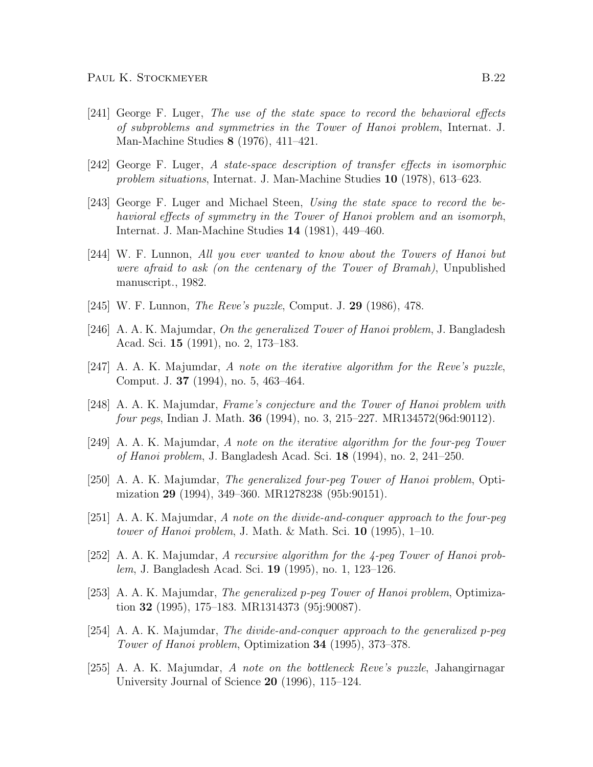[241] George F. Luger, *The use of the state space to record the behavioral effects of subproblems and symmetries in the Tower of Hanoi problem*, Internat. J. Man-Machine Studies **8** (1976), 411–421.

[242] George F. Luger, *A state-space description of transfer effects in isomorphic problem situations*, Internat. J. Man-Machine Studies **10** (1978), 613–623.

[243] George F. Luger and Michael Steen, *Using the state space to record the behavioral effects of symmetry in the Tower of Hanoi problem and an isomorph*, Internat. J. Man-Machine Studies **14** (1981), 449–460.

[244] W. F. Lunnon, *All you ever wanted to know about the Towers of Hanoi but were afraid to ask (on the centenary of the Tower of Bramah)*, Unpublished manuscript., 1982.

[245] W. F. Lunnon, *The Reve's puzzle*, Comput. J. **29** (1986), 478.

[246] A. A. K. Majumdar, *On the generalized Tower of Hanoi problem*, J. Bangladesh Acad. Sci. **15** (1991), no. 2, 173–183.

[247] A. A. K. Majumdar, *A note on the iterative algorithm for the Reve's puzzle*, Comput. J. **37** (1994), no. 5, 463–464.

[248] A. A. K. Majumdar, *Frame's conjecture and the Tower of Hanoi problem with four pegs*, Indian J. Math. **36** (1994), no. 3, 215–227. MR134572(96d:90112).

[249] A. A. K. Majumdar, *A note on the iterative algorithm for the four-peg Tower of Hanoi problem*, J. Bangladesh Acad. Sci. **18** (1994), no. 2, 241–250.

[250] A. A. K. Majumdar, *The generalized four-peg Tower of Hanoi problem*, Optimization **29** (1994), 349–360. MR1278238 (95b:90151).

[251] A. A. K. Majumdar, *A note on the divide-and-conquer approach to the four-peg tower of Hanoi problem*, J. Math. & Math. Sci. **10** (1995), 1–10.

[252] A. A. K. Majumdar, *A recursive algorithm for the 4-peg Tower of Hanoi problem*, J. Bangladesh Acad. Sci. **19** (1995), no. 1, 123–126.

[253] A. A. K. Majumdar, *The generalized p-peg Tower of Hanoi problem*, Optimization **32** (1995), 175–183. MR1314373 (95j:90087).

[254] A. A. K. Majumdar, *The divide-and-conquer approach to the generalized p-peg Tower of Hanoi problem*, Optimization **34** (1995), 373–378.

[255] A. A. K. Majumdar, *A note on the bottleneck Reve's puzzle*, Jahangirnagar University Journal of Science **20** (1996), 115–124.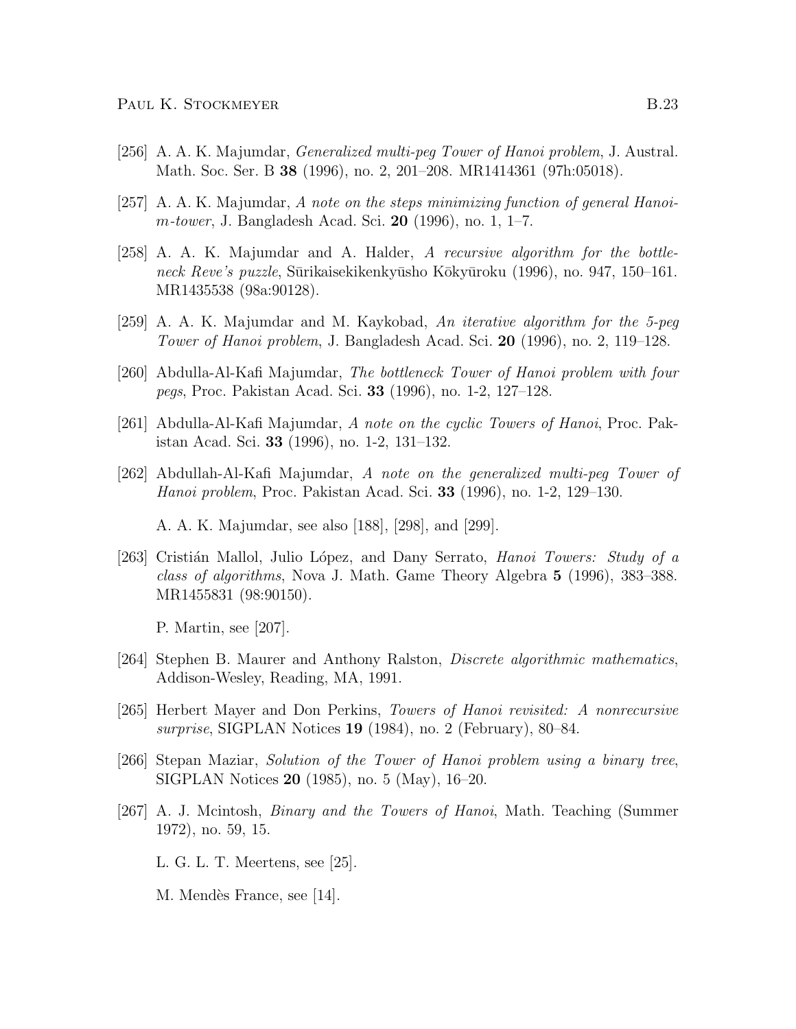[256] A. A. K. Majumdar, *Generalized multi-peg Tower of Hanoi problem*, J. Austral. Math. Soc. Ser. B **38** (1996), no. 2, 201–208. MR1414361 (97h:05018).

[257] A. A. K. Majumdar, *A note on the steps minimizing function of general Hanoi-m-tower*, J. Bangladesh Acad. Sci. **20** (1996), no. 1, 1–7.

[258] A. A. K. Majumdar and A. Halder, *A recursive algorithm for the bottleneck Reve's puzzle*, Sūrikaisekikenkyūsho Kōkyūroku (1996), no. 947, 150–161. MR1435538 (98a:90128).

[259] A. A. K. Majumdar and M. Kaykobad, *An iterative algorithm for the 5-peg Tower of Hanoi problem*, J. Bangladesh Acad. Sci. **20** (1996), no. 2, 119–128.

[260] Abdulla-Al-Kafi Majumdar, *The bottleneck Tower of Hanoi problem with four pegs*, Proc. Pakistan Acad. Sci. **33** (1996), no. 1-2, 127–128.

[261] Abdulla-Al-Kafi Majumdar, *A note on the cyclic Towers of Hanoi*, Proc. Pakistan Acad. Sci. **33** (1996), no. 1-2, 131–132.

[262] Abdullah-Al-Kafi Majumdar, *A note on the generalized multi-peg Tower of Hanoi problem*, Proc. Pakistan Acad. Sci. **33** (1996), no. 1-2, 129–130.

A. A. K. Majumdar, see also [188], [298], and [299].

[263] Cristián Mallol, Julio López, and Dany Serrato, *Hanoi Towers: Study of a class of algorithms*, Nova J. Math. Game Theory Algebra **5** (1996), 383–388. MR1455831 (98:90150).

P. Martin, see [207].

[264] Stephen B. Maurer and Anthony Ralston, *Discrete algorithmic mathematics*, Addison-Wesley, Reading, MA, 1991.

[265] Herbert Mayer and Don Perkins, *Towers of Hanoi revisited: A nonrecursive surprise*, SIGPLAN Notices **19** (1984), no. 2 (February), 80–84.

[266] Stepan Maziar, *Solution of the Tower of Hanoi problem using a binary tree*, SIGPLAN Notices **20** (1985), no. 5 (May), 16–20.

[267] A. J. Mcintosh, *Binary and the Towers of Hanoi*, Math. Teaching (Summer 1972), no. 59, 15.

L. G. L. T. Meertens, see [25].

M. Mendès France, see [14].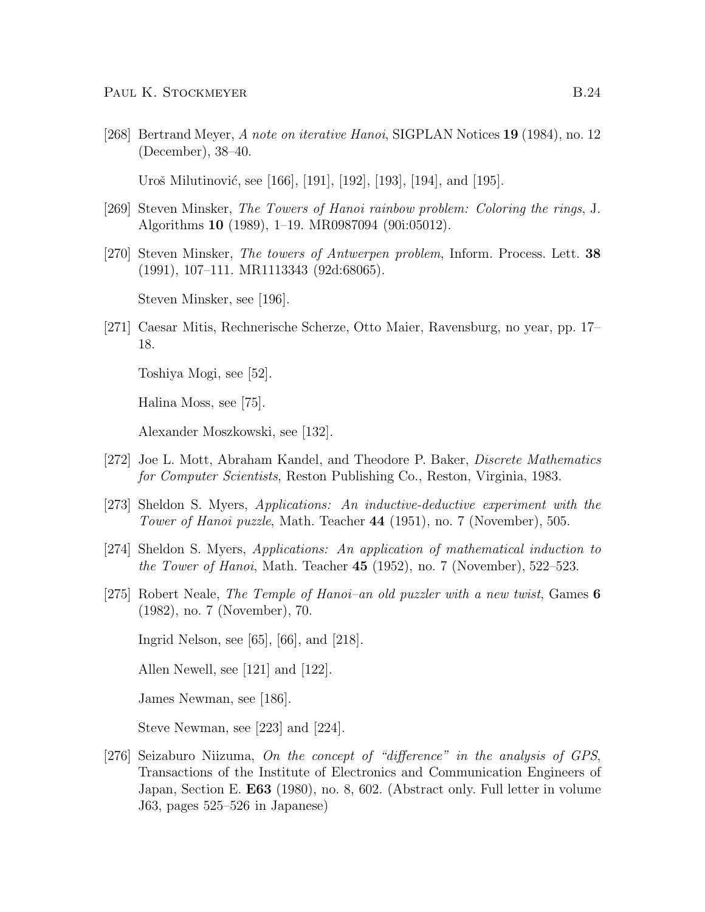[268] Bertrand Meyer, *A note on iterative Hanoi*, SIGPLAN Notices **19** (1984), no. 12 (December), 38–40.

Uroš Milutinović, see [166], [191], [192], [193], [194], and [195].

[269] Steven Minsker, *The Towers of Hanoi rainbow problem: Coloring the rings*, J. Algorithms **10** (1989), 1–19. MR0987094 (90i:05012).

[270] Steven Minsker, *The towers of Antwerpen problem*, Inform. Process. Lett. **38** (1991), 107–111. MR1113343 (92d:68065).

Steven Minsker, see [196].

[271] Caesar Mitis, Rechnerische Scherze, Otto Maier, Ravensburg, no year, pp. 17–18.

Toshiya Mogi, see [52].

Halina Moss, see [75].

Alexander Moszkowski, see [132].

[272] Joe L. Mott, Abraham Kandel, and Theodore P. Baker, *Discrete Mathematics for Computer Scientists*, Reston Publishing Co., Reston, Virginia, 1983.

[273] Sheldon S. Myers, *Applications: An inductive-deductive experiment with the Tower of Hanoi puzzle*, Math. Teacher **44** (1951), no. 7 (November), 505.

[274] Sheldon S. Myers, *Applications: An application of mathematical induction to the Tower of Hanoi*, Math. Teacher **45** (1952), no. 7 (November), 522–523.

[275] Robert Neale, *The Temple of Hanoi–an old puzzler with a new twist*, Games **6** (1982), no. 7 (November), 70.

Ingrid Nelson, see [65], [66], and [218].

Allen Newell, see [121] and [122].

James Newman, see [186].

Steve Newman, see [223] and [224].

[276] Seizaburo Niizuma, *On the concept of "difference" in the analysis of GPS*, Transactions of the Institute of Electronics and Communication Engineers of Japan, Section E. **E63** (1980), no. 8, 602. (Abstract only. Full letter in volume J63, pages 525–526 in Japanese)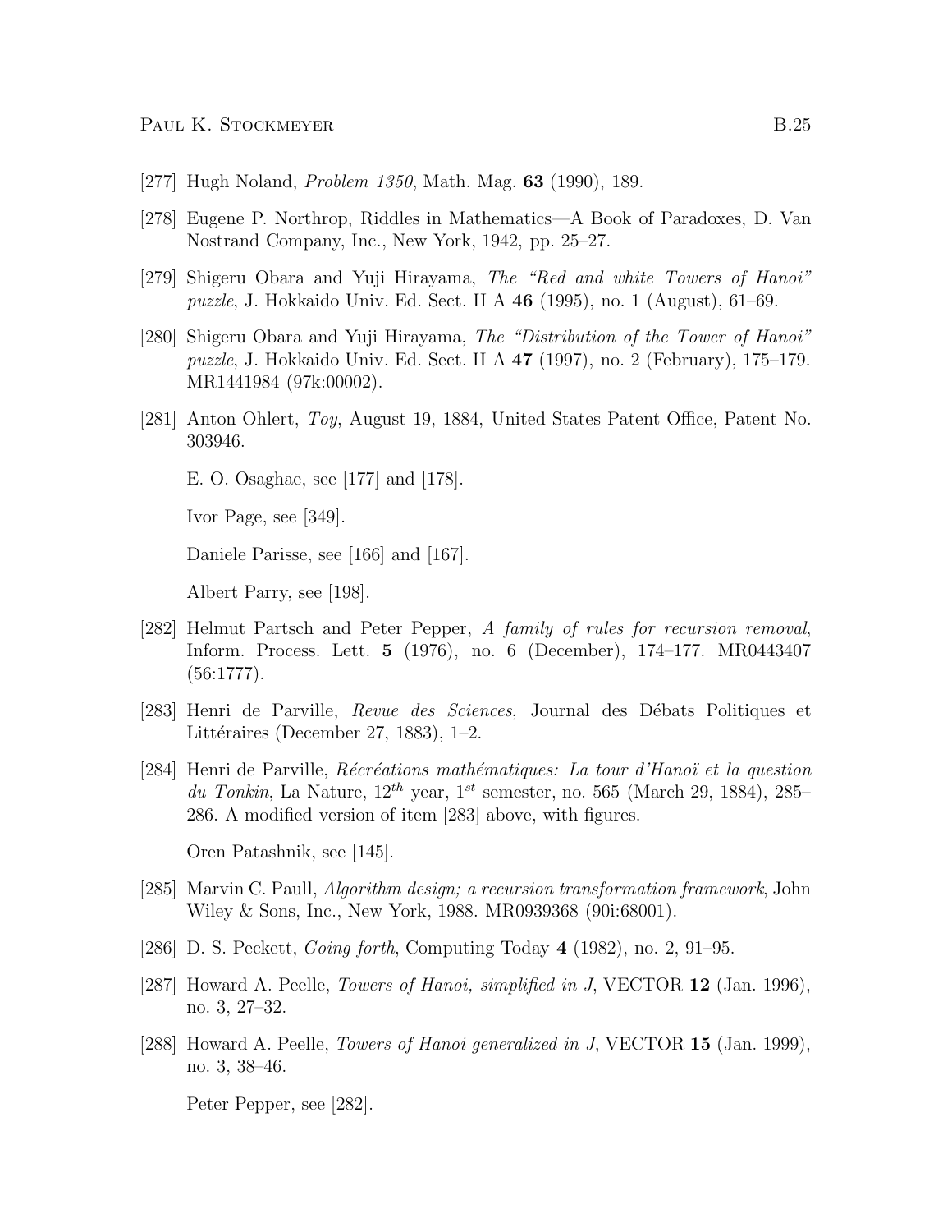[277] Hugh Noland, *Problem 1350*, Math. Mag. **63** (1990), 189.

[278] Eugene P. Northrop, Riddles in Mathematics—A Book of Paradoxes, D. Van Nostrand Company, Inc., New York, 1942, pp. 25–27.

[279] Shigeru Obara and Yuji Hirayama, *The "Red and white Towers of Hanoi" puzzle*, J. Hokkaido Univ. Ed. Sect. II A **46** (1995), no. 1 (August), 61–69.

[280] Shigeru Obara and Yuji Hirayama, *The "Distribution of the Tower of Hanoi" puzzle*, J. Hokkaido Univ. Ed. Sect. II A **47** (1997), no. 2 (February), 175–179. MR1441984 (97k:00002).

[281] Anton Ohlert, *Toy*, August 19, 1884, United States Patent Office, Patent No. 303946.

E. O. Osaghae, see [177] and [178].

Ivor Page, see [349].

Daniele Parisse, see [166] and [167].

Albert Parry, see [198].

[282] Helmut Partsch and Peter Pepper, *A family of rules for recursion removal*, Inform. Process. Lett. **5** (1976), no. 6 (December), 174–177. MR0443407 (56:1777).

[283] Henri de Parville, *Revue des Sciences*, Journal des Débats Politiques et Littéraires (December 27, 1883), 1–2.

[284] Henri de Parville, *Récréations mathématiques: La tour d'Hanoï et la question du Tonkin*, La Nature, $12^{th}$ year, $1^{st}$ semester, no. 565 (March 29, 1884), 285–286. A modified version of item [283] above, with figures.

Oren Patashnik, see [145].

[285] Marvin C. Paull, *Algorithm design; a recursion transformation framework*, John Wiley & Sons, Inc., New York, 1988. MR0939368 (90i:68001).

[286] D. S. Peckett, *Going forth*, Computing Today **4** (1982), no. 2, 91–95.

[287] Howard A. Peelle, *Towers of Hanoi, simplified in J*, VECTOR **12** (Jan. 1996), no. 3, 27–32.

[288] Howard A. Peelle, *Towers of Hanoi generalized in J*, VECTOR **15** (Jan. 1999), no. 3, 38–46.

Peter Pepper, see [282].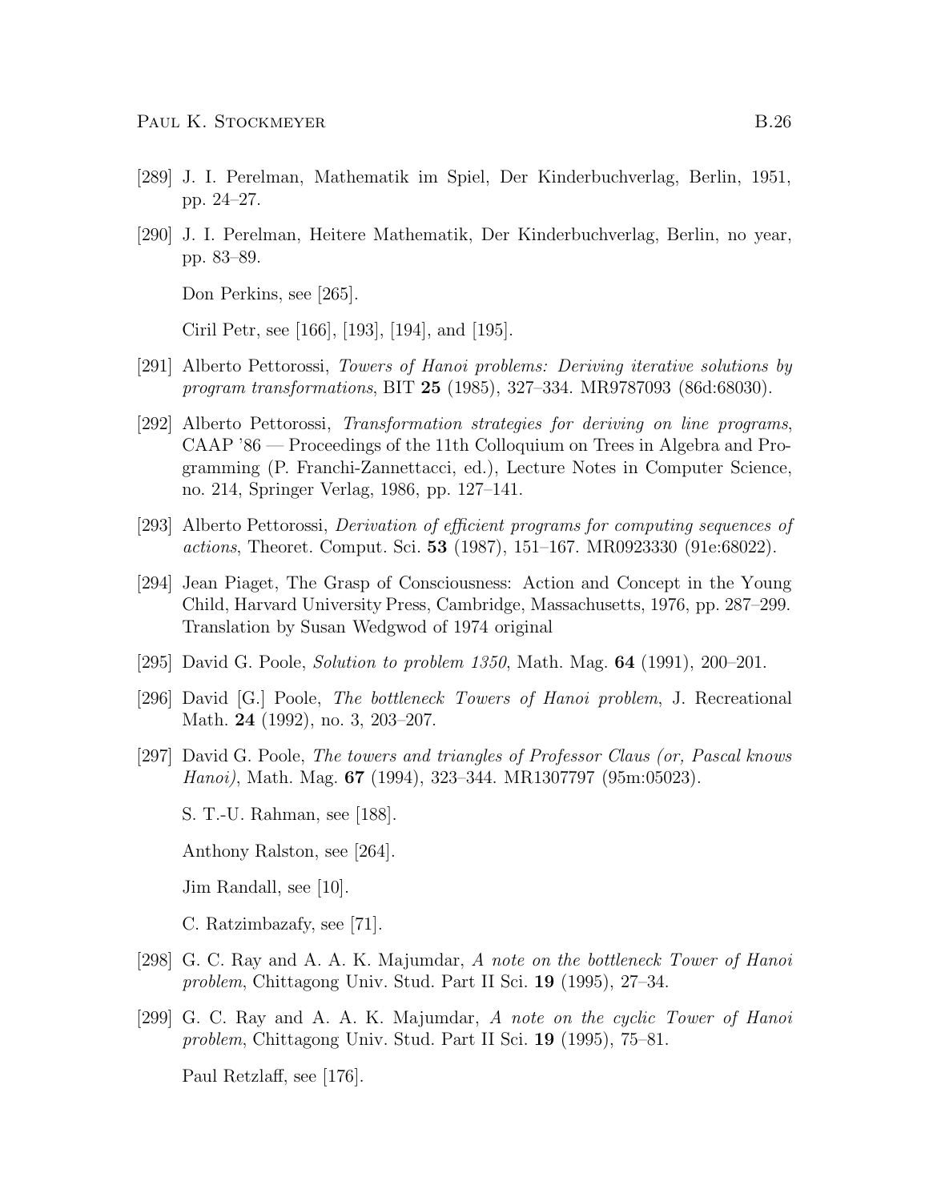[289] J. I. Perelman, Mathematik im Spiel, Der Kinderbuchverlag, Berlin, 1951, pp. 24–27.

[290] J. I. Perelman, Heitere Mathematik, Der Kinderbuchverlag, Berlin, no year, pp. 83–89.

Don Perkins, see [265].

Ciril Petr, see [166], [193], [194], and [195].

[291] Alberto Pettorossi, *Towers of Hanoi problems: Deriving iterative solutions by program transformations*, BIT **25** (1985), 327–334. MR9787093 (86d:68030).

[292] Alberto Pettorossi, *Transformation strategies for deriving on line programs*, CAAP '86 — Proceedings of the 11th Colloquium on Trees in Algebra and Programming (P. Franchi-Zannettacci, ed.), Lecture Notes in Computer Science, no. 214, Springer Verlag, 1986, pp. 127–141.

[293] Alberto Pettorossi, *Derivation of efficient programs for computing sequences of actions*, Theoret. Comput. Sci. **53** (1987), 151–167. MR0923330 (91e:68022).

[294] Jean Piaget, The Grasp of Consciousness: Action and Concept in the Young Child, Harvard University Press, Cambridge, Massachusetts, 1976, pp. 287–299. Translation by Susan Wedgwod of 1974 original

[295] David G. Poole, *Solution to problem 1350*, Math. Mag. **64** (1991), 200–201.

[296] David [G.] Poole, *The bottleneck Towers of Hanoi problem*, J. Recreational Math. **24** (1992), no. 3, 203–207.

[297] David G. Poole, *The towers and triangles of Professor Claus (or, Pascal knows Hanoi)*, Math. Mag. **67** (1994), 323–344. MR1307797 (95m:05023).

S. T.-U. Rahman, see [188].

Anthony Ralston, see [264].

Jim Randall, see [10].

C. Ratzimbazafy, see [71].

[298] G. C. Ray and A. A. K. Majumdar, *A note on the bottleneck Tower of Hanoi problem*, Chittagong Univ. Stud. Part II Sci. **19** (1995), 27–34.

[299] G. C. Ray and A. A. K. Majumdar, *A note on the cyclic Tower of Hanoi problem*, Chittagong Univ. Stud. Part II Sci. **19** (1995), 75–81.

Paul Retzlaff, see [176].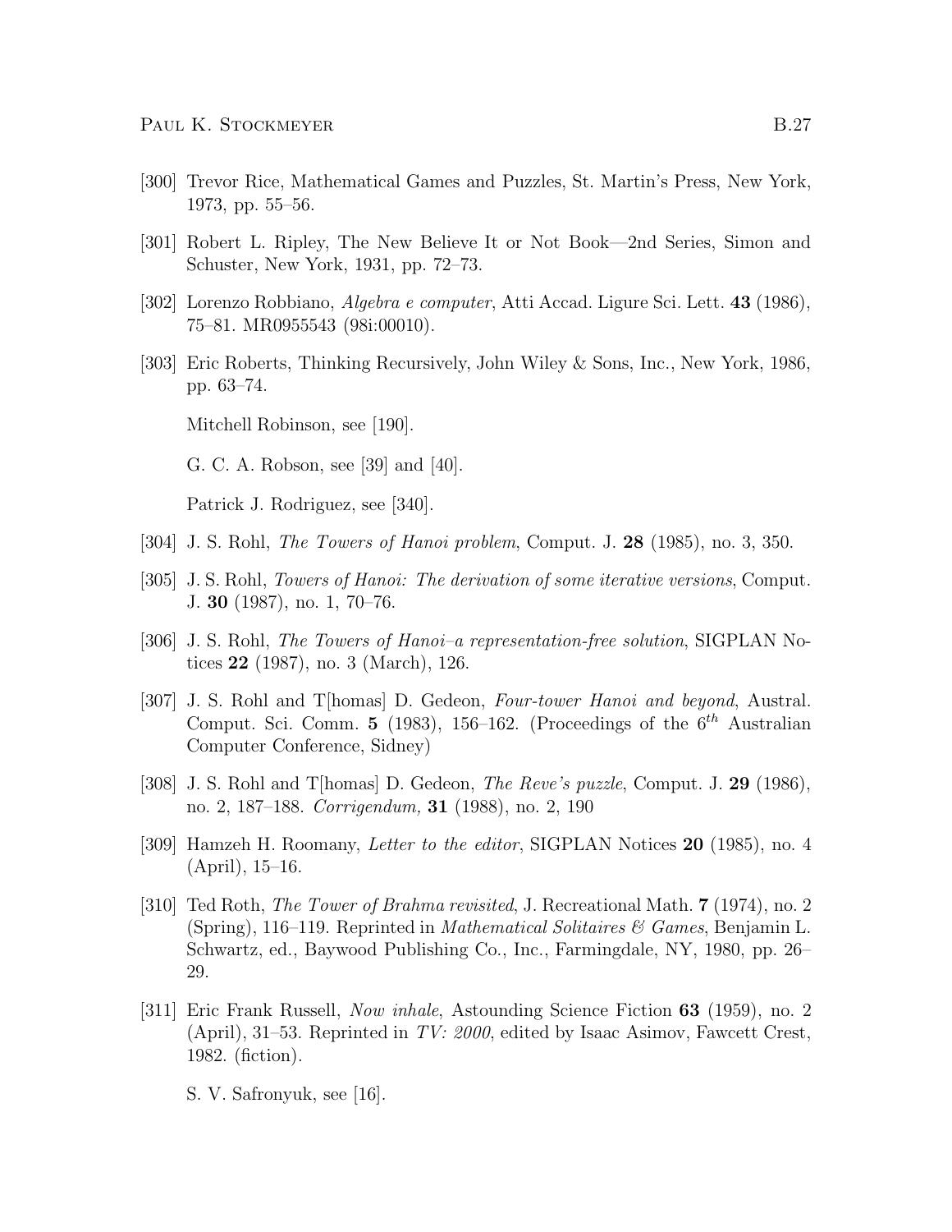[300] Trevor Rice, Mathematical Games and Puzzles, St. Martin's Press, New York, 1973, pp. 55–56.

[301] Robert L. Ripley, The New Believe It or Not Book—2nd Series, Simon and Schuster, New York, 1931, pp. 72–73.

[302] Lorenzo Robbiano, *Algebra e computer*, Atti Accad. Ligure Sci. Lett. **43** (1986), 75–81. MR0955543 (98i:00010).

[303] Eric Roberts, Thinking Recursively, John Wiley & Sons, Inc., New York, 1986, pp. 63–74.

Mitchell Robinson, see [190].

G. C. A. Robson, see [39] and [40].

Patrick J. Rodriguez, see [340].

[304] J. S. Rohl, *The Towers of Hanoi problem*, Comput. J. **28** (1985), no. 3, 350.

[305] J. S. Rohl, *Towers of Hanoi: The derivation of some iterative versions*, Comput. J. **30** (1987), no. 1, 70–76.

[306] J. S. Rohl, *The Towers of Hanoi–a representation-free solution*, SIGPLAN Notices **22** (1987), no. 3 (March), 126.

[307] J. S. Rohl and T[homas] D. Gedeon, *Four-tower Hanoi and beyond*, Austral. Comput. Sci. Comm. **5** (1983), 156–162. (Proceedings of the $6^{th}$ Australian Computer Conference, Sidney)

[308] J. S. Rohl and T[homas] D. Gedeon, *The Reve's puzzle*, Comput. J. **29** (1986), no. 2, 187–188. *Corrigendum,* **31** (1988), no. 2, 190

[309] Hamzeh H. Roomany, *Letter to the editor*, SIGPLAN Notices **20** (1985), no. 4 (April), 15–16.

[310] Ted Roth, *The Tower of Brahma revisited*, J. Recreational Math. **7** (1974), no. 2 (Spring), 116–119. Reprinted in *Mathematical Solitaires & Games*, Benjamin L. Schwartz, ed., Baywood Publishing Co., Inc., Farmingdale, NY, 1980, pp. 26–29.

[311] Eric Frank Russell, *Now inhale*, Astounding Science Fiction **63** (1959), no. 2 (April), 31–53. Reprinted in *TV: 2000*, edited by Isaac Asimov, Fawcett Crest, 1982. (fiction).

S. V. Safronyuk, see [16].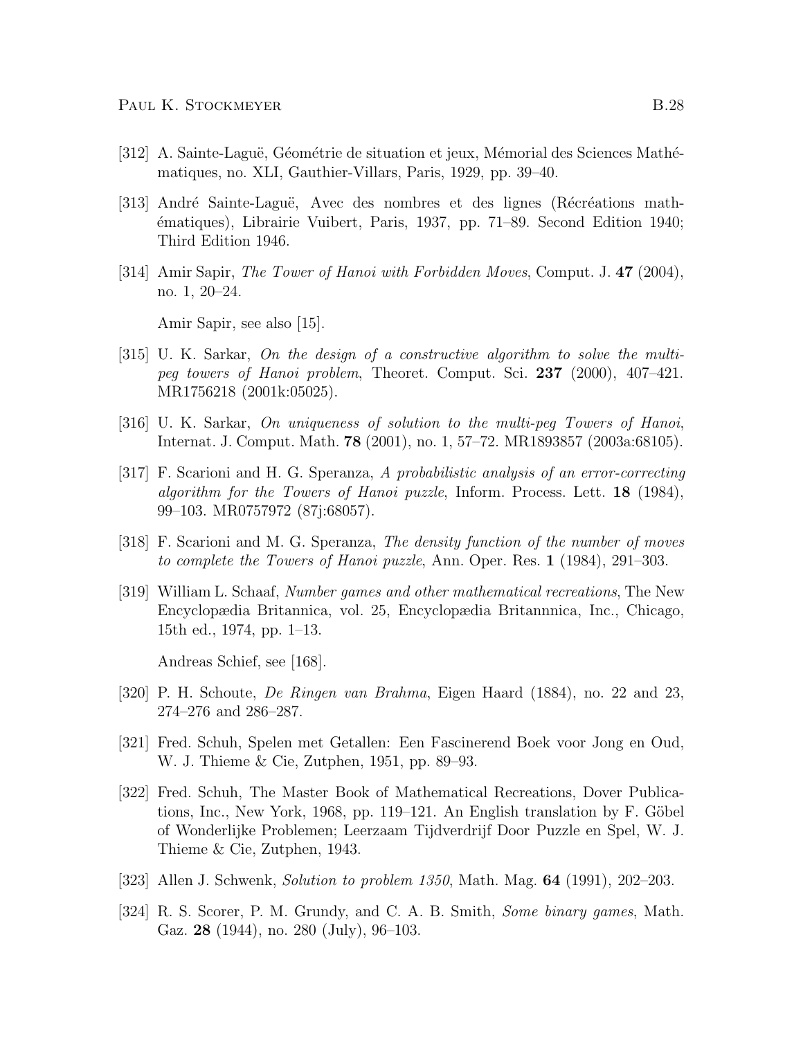[312] A. Sainte-Laguë, Géométrie de situation et jeux, Mémorial des Sciences Mathématiques, no. XLI, Gauthier-Villars, Paris, 1929, pp. 39–40.

[313] André Sainte-Laguë, Avec des nombres et des lignes (Récréations mathématiques), Librairie Vuibert, Paris, 1937, pp. 71–89. Second Edition 1940; Third Edition 1946.

[314] Amir Sapir, *The Tower of Hanoi with Forbidden Moves*, Comput. J. **47** (2004), no. 1, 20–24.

Amir Sapir, see also [15].

[315] U. K. Sarkar, *On the design of a constructive algorithm to solve the multi-peg towers of Hanoi problem*, Theoret. Comput. Sci. **237** (2000), 407–421. MR1756218 (2001k:05025).

[316] U. K. Sarkar, *On uniqueness of solution to the multi-peg Towers of Hanoi*, Internat. J. Comput. Math. **78** (2001), no. 1, 57–72. MR1893857 (2003a:68105).

[317] F. Scarioni and H. G. Speranza, *A probabilistic analysis of an error-correcting algorithm for the Towers of Hanoi puzzle*, Inform. Process. Lett. **18** (1984), 99–103. MR0757972 (87j:68057).

[318] F. Scarioni and M. G. Speranza, *The density function of the number of moves to complete the Towers of Hanoi puzzle*, Ann. Oper. Res. **1** (1984), 291–303.

[319] William L. Schaaf, *Number games and other mathematical recreations*, The New Encyclopædia Britannica, vol. 25, Encyclopædia Britannnica, Inc., Chicago, 15th ed., 1974, pp. 1–13.

Andreas Schief, see [168].

[320] P. H. Schoute, *De Ringen van Brahma*, Eigen Haard (1884), no. 22 and 23, 274–276 and 286–287.

[321] Fred. Schuh, Spelen met Getallen: Een Fascinerend Boek voor Jong en Oud, W. J. Thieme & Cie, Zutphen, 1951, pp. 89–93.

[322] Fred. Schuh, The Master Book of Mathematical Recreations, Dover Publications, Inc., New York, 1968, pp. 119–121. An English translation by F. Göbel of Wonderlijke Problemen; Leerzaam Tijdverdrijf Door Puzzle en Spel, W. J. Thieme & Cie, Zutphen, 1943.

[323] Allen J. Schwenk, *Solution to problem 1350*, Math. Mag. **64** (1991), 202–203.

[324] R. S. Scorer, P. M. Grundy, and C. A. B. Smith, *Some binary games*, Math. Gaz. **28** (1944), no. 280 (July), 96–103.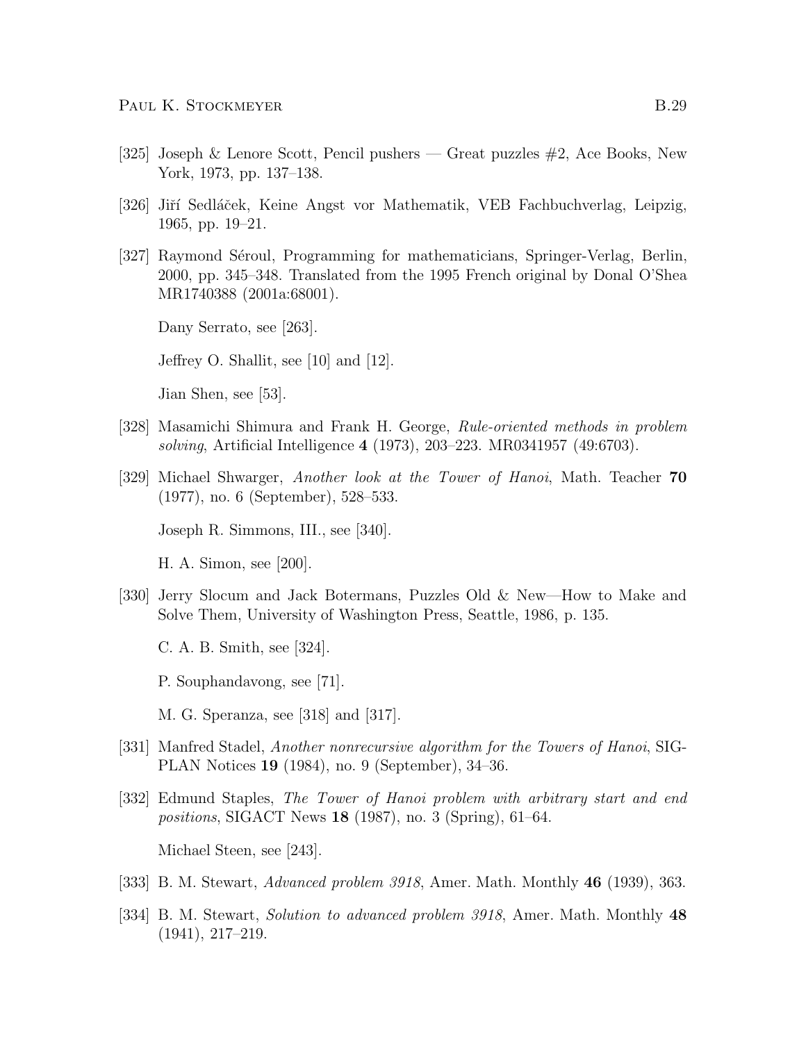[325] Joseph & Lenore Scott, Pencil pushers — Great puzzles #2, Ace Books, New York, 1973, pp. 137–138.

[326] Jiří Sedláček, Keine Angst vor Mathematik, VEB Fachbuchverlag, Leipzig, 1965, pp. 19–21.

[327] Raymond Séroul, Programming for mathematicians, Springer-Verlag, Berlin, 2000, pp. 345–348. Translated from the 1995 French original by Donal O'Shea MR1740388 (2001a:68001).

Dany Serrato, see [263].

Jeffrey O. Shallit, see [10] and [12].

Jian Shen, see [53].

[328] Masamichi Shimura and Frank H. George, *Rule-oriented methods in problem solving*, Artificial Intelligence **4** (1973), 203–223. MR0341957 (49:6703).

[329] Michael Shwarger, *Another look at the Tower of Hanoi*, Math. Teacher **70** (1977), no. 6 (September), 528–533.

Joseph R. Simmons, III., see [340].

H. A. Simon, see [200].

[330] Jerry Slocum and Jack Botermans, Puzzles Old & New—How to Make and Solve Them, University of Washington Press, Seattle, 1986, p. 135.

C. A. B. Smith, see [324].

P. Souphandavong, see [71].

M. G. Speranza, see [318] and [317].

[331] Manfred Stadel, *Another nonrecursive algorithm for the Towers of Hanoi*, SIGPLAN Notices **19** (1984), no. 9 (September), 34–36.

[332] Edmund Staples, *The Tower of Hanoi problem with arbitrary start and end positions*, SIGACT News **18** (1987), no. 3 (Spring), 61–64.

Michael Steen, see [243].

[333] B. M. Stewart, *Advanced problem 3918*, Amer. Math. Monthly **46** (1939), 363.

[334] B. M. Stewart, *Solution to advanced problem 3918*, Amer. Math. Monthly **48** (1941), 217–219.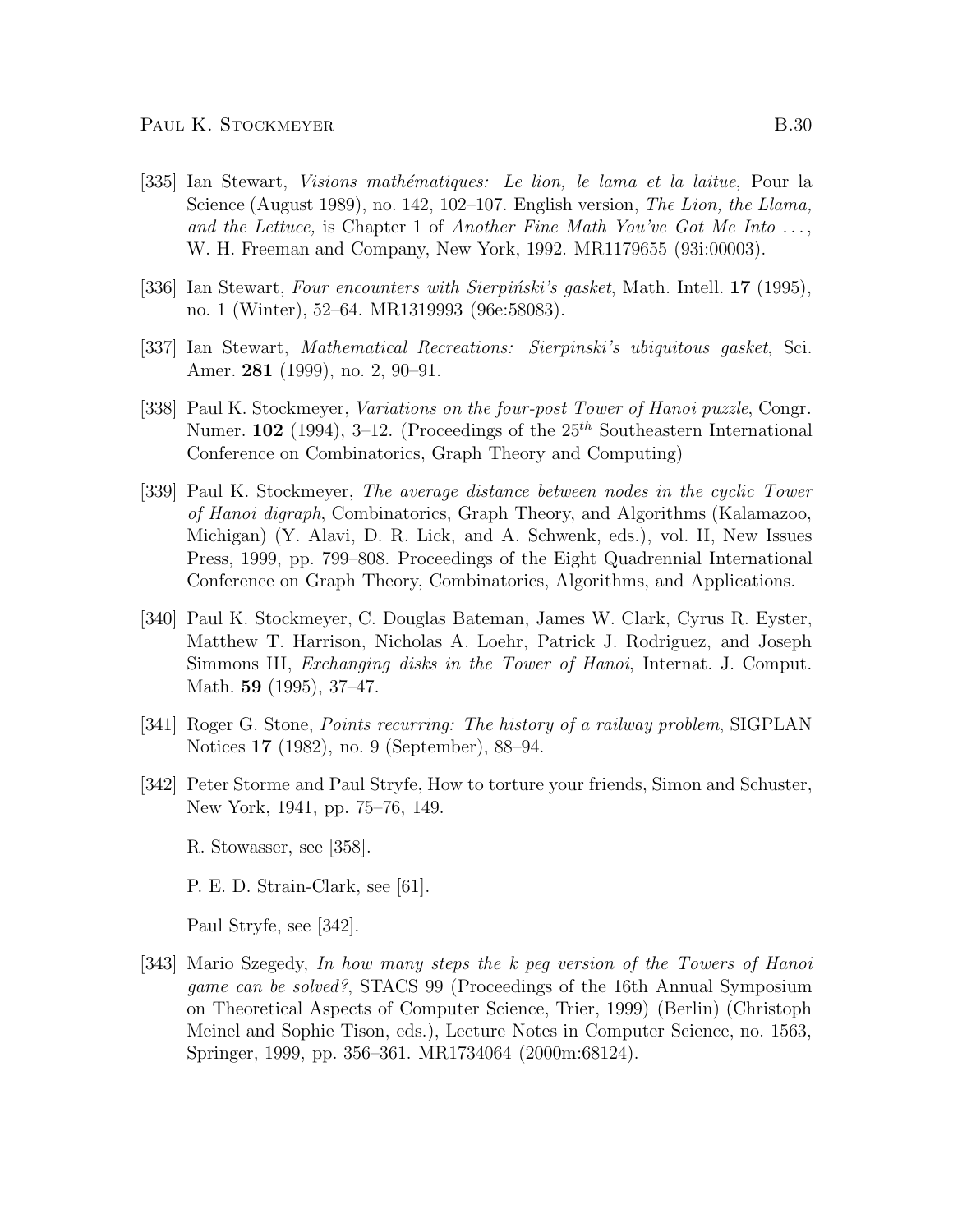[335] Ian Stewart, *Visions mathématiques: Le lion, le lama et la laitue*, Pour la Science (August 1989), no. 142, 102–107. English version, *The Lion, the Llama, and the Lettuce,* is Chapter 1 of *Another Fine Math You've Got Me Into . . .*, W. H. Freeman and Company, New York, 1992. MR1179655 (93i:00003).

[336] Ian Stewart, *Four encounters with Sierpiński's gasket*, Math. Intell. **17** (1995), no. 1 (Winter), 52–64. MR1319993 (96e:58083).

[337] Ian Stewart, *Mathematical Recreations: Sierpinski's ubiquitous gasket*, Sci. Amer. **281** (1999), no. 2, 90–91.

[338] Paul K. Stockmeyer, *Variations on the four-post Tower of Hanoi puzzle*, Congr. Numer. **102** (1994), 3–12. (Proceedings of the $25^{th}$ Southeastern International Conference on Combinatorics, Graph Theory and Computing)

[339] Paul K. Stockmeyer, *The average distance between nodes in the cyclic Tower of Hanoi digraph*, Combinatorics, Graph Theory, and Algorithms (Kalamazoo, Michigan) (Y. Alavi, D. R. Lick, and A. Schwenk, eds.), vol. II, New Issues Press, 1999, pp. 799–808. Proceedings of the Eight Quadrennial International Conference on Graph Theory, Combinatorics, Algorithms, and Applications.

[340] Paul K. Stockmeyer, C. Douglas Bateman, James W. Clark, Cyrus R. Eyster, Matthew T. Harrison, Nicholas A. Loehr, Patrick J. Rodriguez, and Joseph Simmons III, *Exchanging disks in the Tower of Hanoi*, Internat. J. Comput. Math. **59** (1995), 37–47.

[341] Roger G. Stone, *Points recurring: The history of a railway problem*, SIGPLAN Notices **17** (1982), no. 9 (September), 88–94.

[342] Peter Storme and Paul Stryfe, How to torture your friends, Simon and Schuster, New York, 1941, pp. 75–76, 149.

R. Stowasser, see [358].

P. E. D. Strain-Clark, see [61].

Paul Stryfe, see [342].

[343] Mario Szegedy, *In how many steps the k peg version of the Towers of Hanoi game can be solved?*, STACS 99 (Proceedings of the 16th Annual Symposium on Theoretical Aspects of Computer Science, Trier, 1999) (Berlin) (Christoph Meinel and Sophie Tison, eds.), Lecture Notes in Computer Science, no. 1563, Springer, 1999, pp. 356–361. MR1734064 (2000m:68124).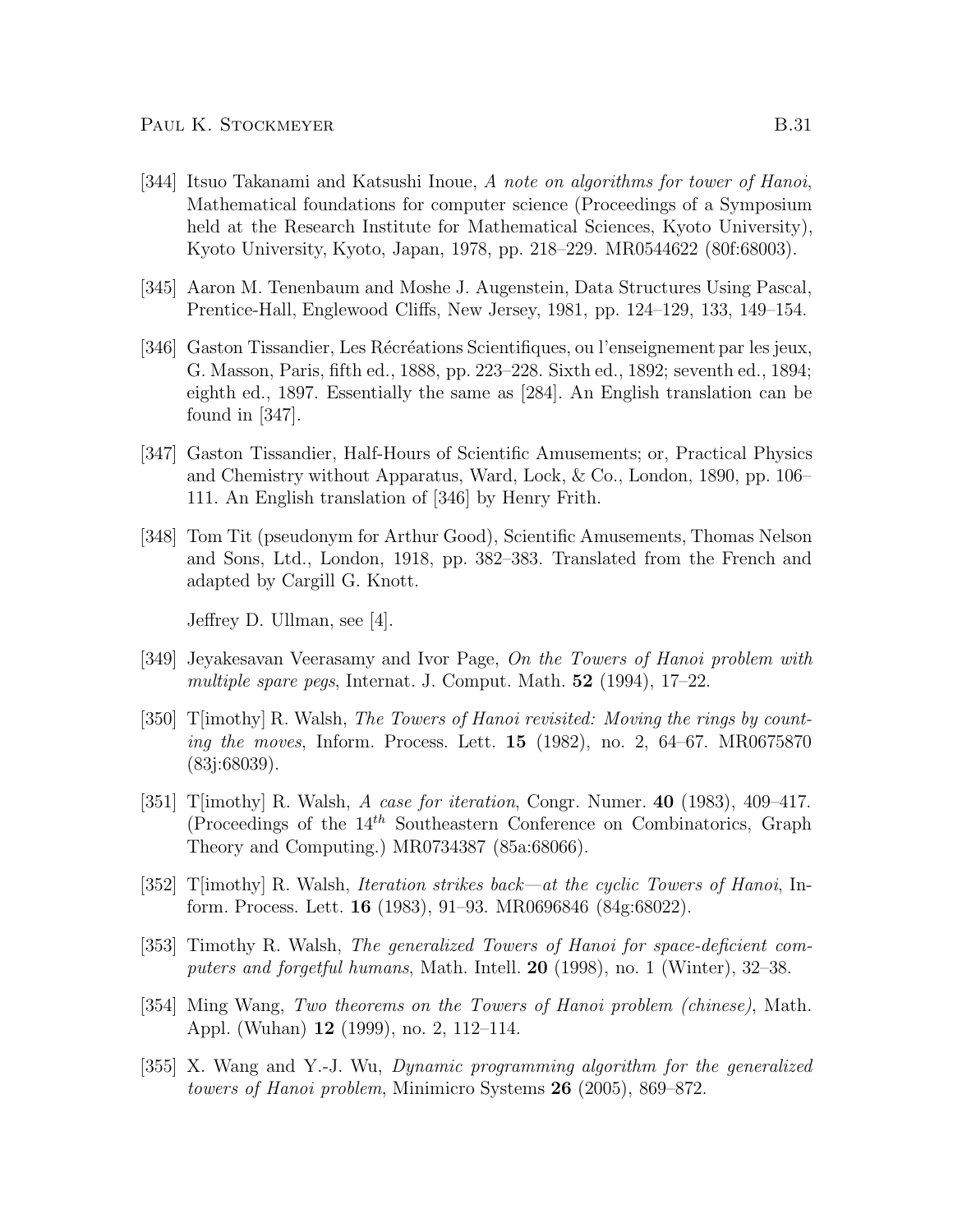[344] Itsuo Takanami and Katsushi Inoue, *A note on algorithms for tower of Hanoi*, Mathematical foundations for computer science (Proceedings of a Symposium held at the Research Institute for Mathematical Sciences, Kyoto University), Kyoto University, Kyoto, Japan, 1978, pp. 218–229. MR0544622 (80f:68003).

[345] Aaron M. Tenenbaum and Moshe J. Augenstein, Data Structures Using Pascal, Prentice-Hall, Englewood Cliffs, New Jersey, 1981, pp. 124–129, 133, 149–154.

[346] Gaston Tissandier, Les Récréations Scientifiques, ou l'enseignement par les jeux, G. Masson, Paris, fifth ed., 1888, pp. 223–228. Sixth ed., 1892; seventh ed., 1894; eighth ed., 1897. Essentially the same as [284]. An English translation can be found in [347].

[347] Gaston Tissandier, Half-Hours of Scientific Amusements; or, Practical Physics and Chemistry without Apparatus, Ward, Lock, & Co., London, 1890, pp. 106–111. An English translation of [346] by Henry Frith.

[348] Tom Tit (pseudonym for Arthur Good), Scientific Amusements, Thomas Nelson and Sons, Ltd., London, 1918, pp. 382–383. Translated from the French and adapted by Cargill G. Knott.

Jeffrey D. Ullman, see [4].

[349] Jeyakesavan Veerasamy and Ivor Page, *On the Towers of Hanoi problem with multiple spare pegs*, Internat. J. Comput. Math. **52** (1994), 17–22.

[350] T[imothy] R. Walsh, *The Towers of Hanoi revisited: Moving the rings by counting the moves*, Inform. Process. Lett. **15** (1982), no. 2, 64–67. MR0675870 (83j:68039).

[351] T[imothy] R. Walsh, *A case for iteration*, Congr. Numer. **40** (1983), 409–417. (Proceedings of the $14^{th}$ Southeastern Conference on Combinatorics, Graph Theory and Computing.) MR0734387 (85a:68066).

[352] T[imothy] R. Walsh, *Iteration strikes back—at the cyclic Towers of Hanoi*, Inform. Process. Lett. **16** (1983), 91–93. MR0696846 (84g:68022).

[353] Timothy R. Walsh, *The generalized Towers of Hanoi for space-deficient computers and forgetful humans*, Math. Intell. **20** (1998), no. 1 (Winter), 32–38.

[354] Ming Wang, *Two theorems on the Towers of Hanoi problem (chinese)*, Math. Appl. (Wuhan) **12** (1999), no. 2, 112–114.

[355] X. Wang and Y.-J. Wu, *Dynamic programming algorithm for the generalized towers of Hanoi problem*, Minimicro Systems **26** (2005), 869–872.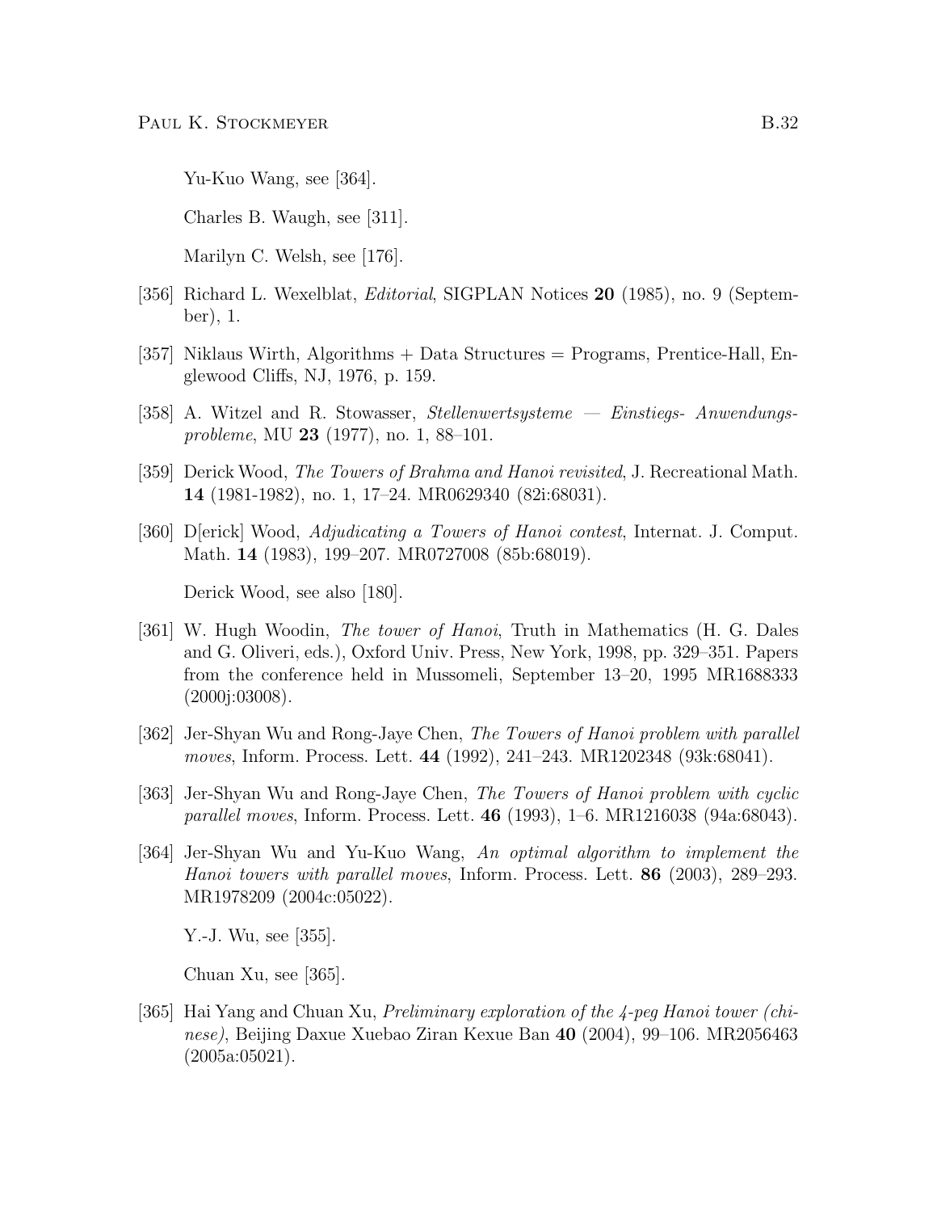Yu-Kuo Wang, see [364].

Charles B. Waugh, see [311].

Marilyn C. Welsh, see [176].

[356] Richard L. Wexelblat, *Editorial*, SIGPLAN Notices **20** (1985), no. 9 (September), 1.

[357] Niklaus Wirth, Algorithms + Data Structures = Programs, Prentice-Hall, Englewood Cliffs, NJ, 1976, p. 159.

[358] A. Witzel and R. Stowasser, *Stellenwertsysteme — Einstiegs- Anwendungsprobleme*, MU **23** (1977), no. 1, 88–101.

[359] Derick Wood, *The Towers of Brahma and Hanoi revisited*, J. Recreational Math. **14** (1981-1982), no. 1, 17–24. MR0629340 (82i:68031).

[360] D[erick] Wood, *Adjudicating a Towers of Hanoi contest*, Internat. J. Comput. Math. **14** (1983), 199–207. MR0727008 (85b:68019).

Derick Wood, see also [180].

[361] W. Hugh Woodin, *The tower of Hanoi*, Truth in Mathematics (H. G. Dales and G. Oliveri, eds.), Oxford Univ. Press, New York, 1998, pp. 329–351. Papers from the conference held in Mussomeli, September 13–20, 1995 MR1688333 (2000j:03008).

[362] Jer-Shyan Wu and Rong-Jaye Chen, *The Towers of Hanoi problem with parallel moves*, Inform. Process. Lett. **44** (1992), 241–243. MR1202348 (93k:68041).

[363] Jer-Shyan Wu and Rong-Jaye Chen, *The Towers of Hanoi problem with cyclic parallel moves*, Inform. Process. Lett. **46** (1993), 1–6. MR1216038 (94a:68043).

[364] Jer-Shyan Wu and Yu-Kuo Wang, *An optimal algorithm to implement the Hanoi towers with parallel moves*, Inform. Process. Lett. **86** (2003), 289–293. MR1978209 (2004c:05022).

Y.-J. Wu, see [355].

Chuan Xu, see [365].

[365] Hai Yang and Chuan Xu, *Preliminary exploration of the 4-peg Hanoi tower (chinese)*, Beijing Daxue Xuebao Ziran Kexue Ban **40** (2004), 99–106. MR2056463 (2005a:05021).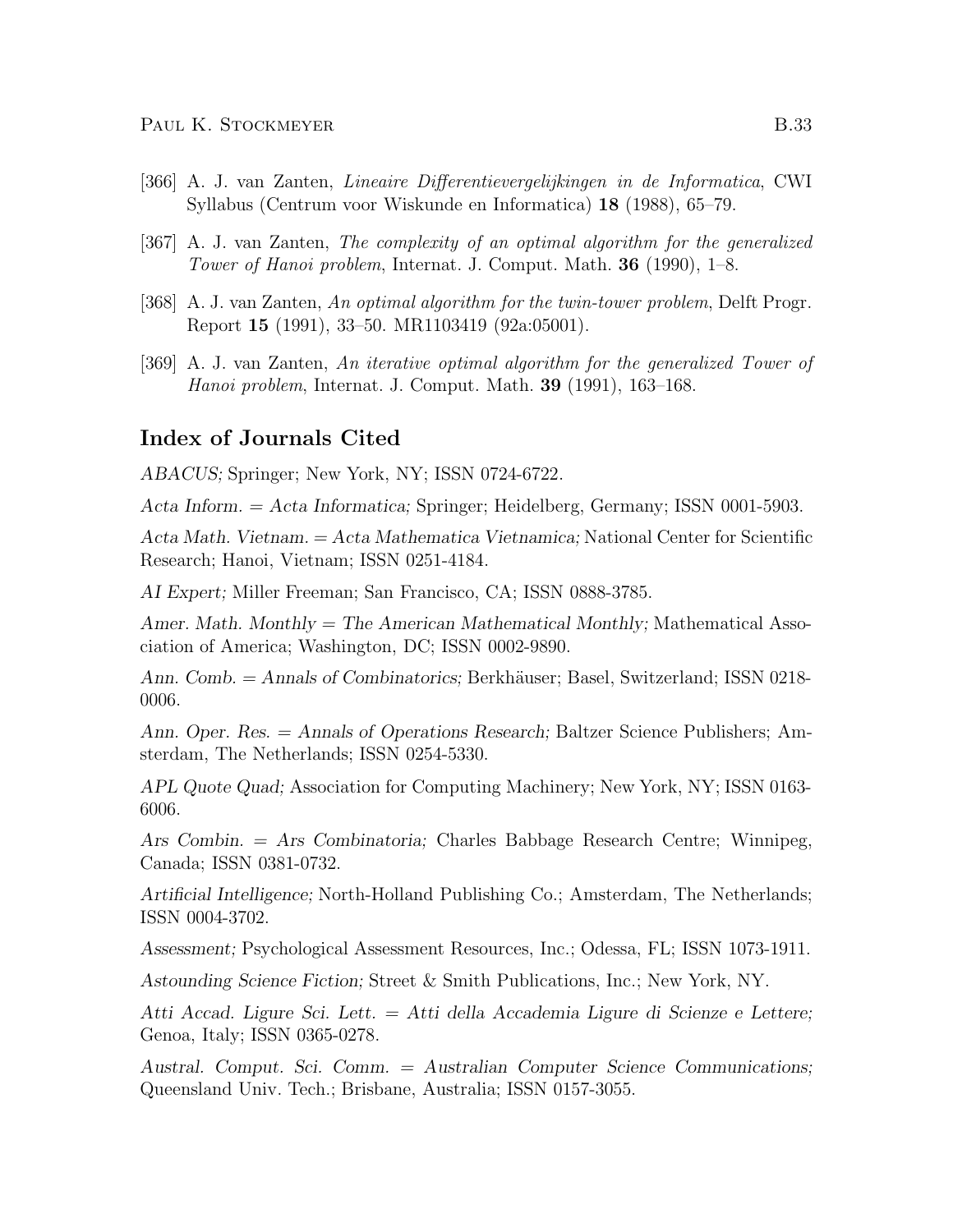[366] A. J. van Zanten, *Lineaire Differentievergelijkingen in de Informatica*, CWI Syllabus (Centrum voor Wiskunde en Informatica) **18** (1988), 65–79.

[367] A. J. van Zanten, *The complexity of an optimal algorithm for the generalized Tower of Hanoi problem*, Internat. J. Comput. Math. **36** (1990), 1–8.

[368] A. J. van Zanten, *An optimal algorithm for the twin-tower problem*, Delft Progr. Report **15** (1991), 33–50. MR1103419 (92a:05001).

[369] A. J. van Zanten, *An iterative optimal algorithm for the generalized Tower of Hanoi problem*, Internat. J. Comput. Math. **39** (1991), 163–168.

## Index of Journals Cited

*ABACUS;* Springer; New York, NY; ISSN 0724-6722.

*Acta Inform.* = *Acta Informatica;* Springer; Heidelberg, Germany; ISSN 0001-5903.

*Acta Math. Vietnam.* = *Acta Mathematica Vietnamica;* National Center for Scientific Research; Hanoi, Vietnam; ISSN 0251-4184.

*AI Expert;* Miller Freeman; San Francisco, CA; ISSN 0888-3785.

*Amer. Math. Monthly* = *The American Mathematical Monthly;* Mathematical Association of America; Washington, DC; ISSN 0002-9890.

*Ann. Comb.* = *Annals of Combinatorics;* Berkhäuser; Basel, Switzerland; ISSN 0218-0006.

*Ann. Oper. Res.* = *Annals of Operations Research;* Baltzer Science Publishers; Amsterdam, The Netherlands; ISSN 0254-5330.

*APL Quote Quad;* Association for Computing Machinery; New York, NY; ISSN 0163-6006.

*Ars Combin.* = *Ars Combinatoria;* Charles Babbage Research Centre; Winnipeg, Canada; ISSN 0381-0732.

*Artificial Intelligence;* North-Holland Publishing Co.; Amsterdam, The Netherlands; ISSN 0004-3702.

*Assessment;* Psychological Assessment Resources, Inc.; Odessa, FL; ISSN 1073-1911.

*Astounding Science Fiction;* Street & Smith Publications, Inc.; New York, NY.

*Atti Accad. Ligure Sci. Lett.* = *Atti della Accademia Ligure di Scienze e Lettere;* Genoa, Italy; ISSN 0365-0278.

*Austral. Comput. Sci. Comm.* = *Australian Computer Science Communications;* Queensland Univ. Tech.; Brisbane, Australia; ISSN 0157-3055.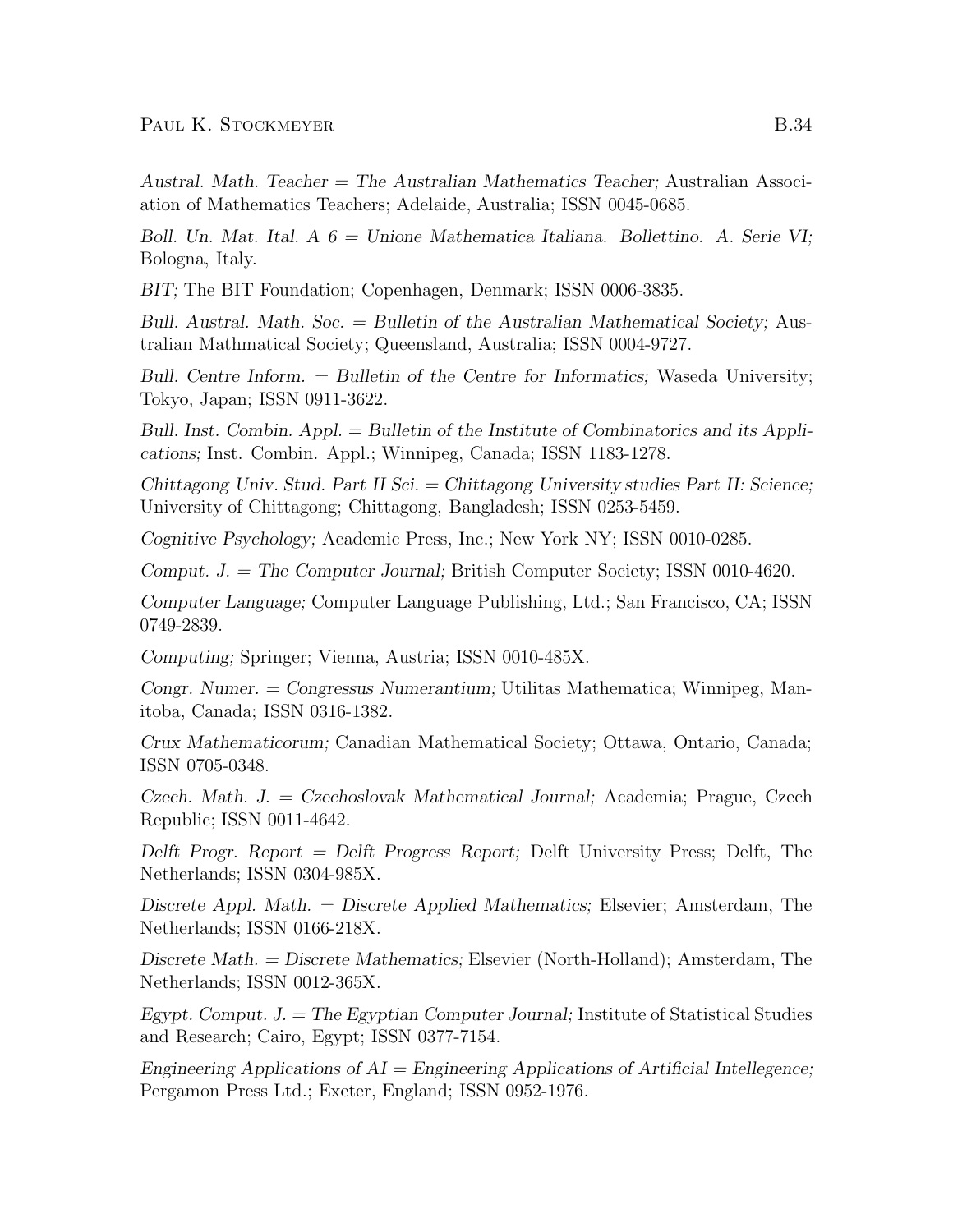*Austral. Math. Teacher = The Australian Mathematics Teacher;* Australian Association of Mathematics Teachers; Adelaide, Australia; ISSN 0045-0685.

*Boll. Un. Mat. Ital. A 6 = Unione Mathematica Italiana. Bollettino. A. Serie VI;* Bologna, Italy.

*BIT;* The BIT Foundation; Copenhagen, Denmark; ISSN 0006-3835.

*Bull. Austral. Math. Soc. = Bulletin of the Australian Mathematical Society;* Australian Mathmatical Society; Queensland, Australia; ISSN 0004-9727.

*Bull. Centre Inform. = Bulletin of the Centre for Informatics;* Waseda University; Tokyo, Japan; ISSN 0911-3622.

*Bull. Inst. Combin. Appl. = Bulletin of the Institute of Combinatorics and its Applications;* Inst. Combin. Appl.; Winnipeg, Canada; ISSN 1183-1278.

*Chittagong Univ. Stud. Part II Sci. = Chittagong University studies Part II: Science;* University of Chittagong; Chittagong, Bangladesh; ISSN 0253-5459.

*Cognitive Psychology;* Academic Press, Inc.; New York NY; ISSN 0010-0285.

*Comput. J. = The Computer Journal;* British Computer Society; ISSN 0010-4620.

*Computer Language;* Computer Language Publishing, Ltd.; San Francisco, CA; ISSN 0749-2839.

*Computing;* Springer; Vienna, Austria; ISSN 0010-485X.

*Congr. Numer. = Congressus Numerantium;* Utilitas Mathematica; Winnipeg, Manitoba, Canada; ISSN 0316-1382.

*Crux Mathematicorum;* Canadian Mathematical Society; Ottawa, Ontario, Canada; ISSN 0705-0348.

*Czech. Math. J. = Czechoslovak Mathematical Journal;* Academia; Prague, Czech Republic; ISSN 0011-4642.

*Delft Progr. Report = Delft Progress Report;* Delft University Press; Delft, The Netherlands; ISSN 0304-985X.

*Discrete Appl. Math. = Discrete Applied Mathematics;* Elsevier; Amsterdam, The Netherlands; ISSN 0166-218X.

*Discrete Math. = Discrete Mathematics;* Elsevier (North-Holland); Amsterdam, The Netherlands; ISSN 0012-365X.

*Egypt. Comput. J. = The Egyptian Computer Journal;* Institute of Statistical Studies and Research; Cairo, Egypt; ISSN 0377-7154.

*Engineering Applications of AI = Engineering Applications of Artificial Intellegence;* Pergamon Press Ltd.; Exeter, England; ISSN 0952-1976.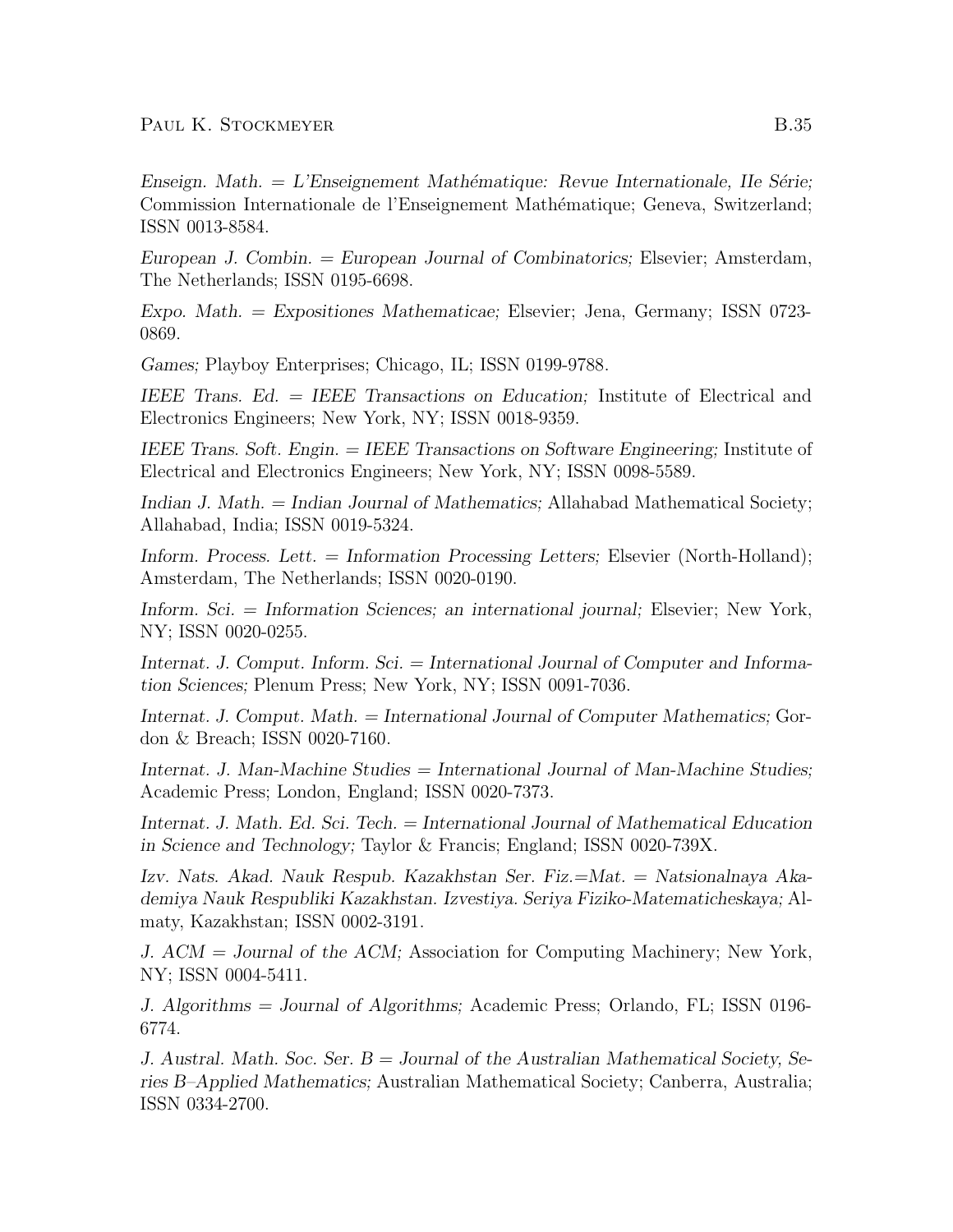*Enseign. Math.* = *L'Enseignement Mathématique: Revue Internationale, IIe Série;* Commission Internationale de l'Enseignement Mathématique; Geneva, Switzerland; ISSN 0013-8584.

*European J. Combin.* = *European Journal of Combinatorics;* Elsevier; Amsterdam, The Netherlands; ISSN 0195-6698.

*Expo. Math.* = *Expositiones Mathematicae;* Elsevier; Jena, Germany; ISSN 0723-0869.

*Games;* Playboy Enterprises; Chicago, IL; ISSN 0199-9788.

*IEEE Trans. Ed.* = *IEEE Transactions on Education;* Institute of Electrical and Electronics Engineers; New York, NY; ISSN 0018-9359.

*IEEE Trans. Soft. Engin.* = *IEEE Transactions on Software Engineering;* Institute of Electrical and Electronics Engineers; New York, NY; ISSN 0098-5589.

*Indian J. Math.* = *Indian Journal of Mathematics;* Allahabad Mathematical Society; Allahabad, India; ISSN 0019-5324.

*Inform. Process. Lett.* = *Information Processing Letters;* Elsevier (North-Holland); Amsterdam, The Netherlands; ISSN 0020-0190.

*Inform. Sci.* = *Information Sciences; an international journal;* Elsevier; New York, NY; ISSN 0020-0255.

*Internat. J. Comput. Inform. Sci.* = *International Journal of Computer and Information Sciences;* Plenum Press; New York, NY; ISSN 0091-7036.

*Internat. J. Comput. Math.* = *International Journal of Computer Mathematics;* Gordon & Breach; ISSN 0020-7160.

*Internat. J. Man-Machine Studies* = *International Journal of Man-Machine Studies;* Academic Press; London, England; ISSN 0020-7373.

*Internat. J. Math. Ed. Sci. Tech.* = *International Journal of Mathematical Education in Science and Technology;* Taylor & Francis; England; ISSN 0020-739X.

*Izv. Nats. Akad. Nauk Respub. Kazakhstan Ser. Fiz.=Mat.* = *Natsionalnaya Akademiya Nauk Respubliki Kazakhstan. Izvestiya. Seriya Fiziko-Matematicheskaya;* Almaty, Kazakhstan; ISSN 0002-3191.

*J. ACM* = *Journal of the ACM;* Association for Computing Machinery; New York, NY; ISSN 0004-5411.

*J. Algorithms* = *Journal of Algorithms;* Academic Press; Orlando, FL; ISSN 0196-6774.

*J. Austral. Math. Soc. Ser. B* = *Journal of the Australian Mathematical Society, Series B–Applied Mathematics;* Australian Mathematical Society; Canberra, Australia; ISSN 0334-2700.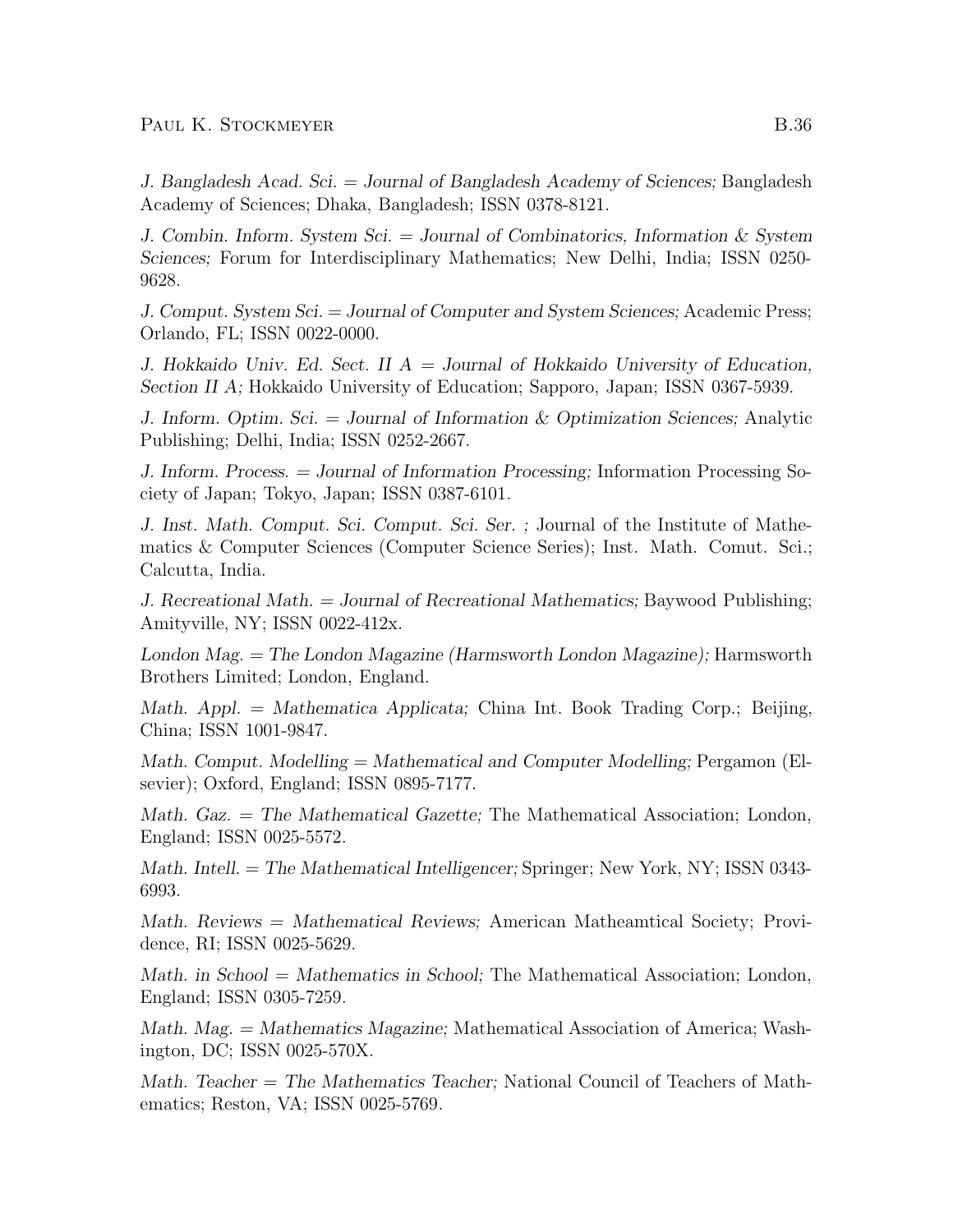*J. Bangladesh Acad. Sci.* = *Journal of Bangladesh Academy of Sciences;* Bangladesh Academy of Sciences; Dhaka, Bangladesh; ISSN 0378-8121.

*J. Combin. Inform. System Sci.* = *Journal of Combinatorics, Information & System Sciences;* Forum for Interdisciplinary Mathematics; New Delhi, India; ISSN 0250-9628.

*J. Comput. System Sci.* = *Journal of Computer and System Sciences;* Academic Press; Orlando, FL; ISSN 0022-0000.

*J. Hokkaido Univ. Ed. Sect. II A* = *Journal of Hokkaido University of Education, Section II A;* Hokkaido University of Education; Sapporo, Japan; ISSN 0367-5939.

*J. Inform. Optim. Sci.* = *Journal of Information & Optimization Sciences;* Analytic Publishing; Delhi, India; ISSN 0252-2667.

*J. Inform. Process.* = *Journal of Information Processing;* Information Processing Society of Japan; Tokyo, Japan; ISSN 0387-6101.

*J. Inst. Math. Comput. Sci. Comput. Sci. Ser. ;* Journal of the Institute of Mathematics & Computer Sciences (Computer Science Series); Inst. Math. Comut. Sci.; Calcutta, India.

*J. Recreational Math.* = *Journal of Recreational Mathematics;* Baywood Publishing; Amityville, NY; ISSN 0022-412x.

*London Mag.* = *The London Magazine (Harmsworth London Magazine);* Harmsworth Brothers Limited; London, England.

*Math. Appl.* = *Mathematica Applicata;* China Int. Book Trading Corp.; Beijing, China; ISSN 1001-9847.

*Math. Comput. Modelling* = *Mathematical and Computer Modelling;* Pergamon (Elsevier); Oxford, England; ISSN 0895-7177.

*Math. Gaz.* = *The Mathematical Gazette;* The Mathematical Association; London, England; ISSN 0025-5572.

*Math. Intell.* = *The Mathematical Intelligencer;* Springer; New York, NY; ISSN 0343-6993.

*Math. Reviews* = *Mathematical Reviews;* American Matheamtical Society; Providence, RI; ISSN 0025-5629.

*Math. in School* = *Mathematics in School;* The Mathematical Association; London, England; ISSN 0305-7259.

*Math. Mag.* = *Mathematics Magazine;* Mathematical Association of America; Washington, DC; ISSN 0025-570X.

*Math. Teacher* = *The Mathematics Teacher;* National Council of Teachers of Mathematics; Reston, VA; ISSN 0025-5769.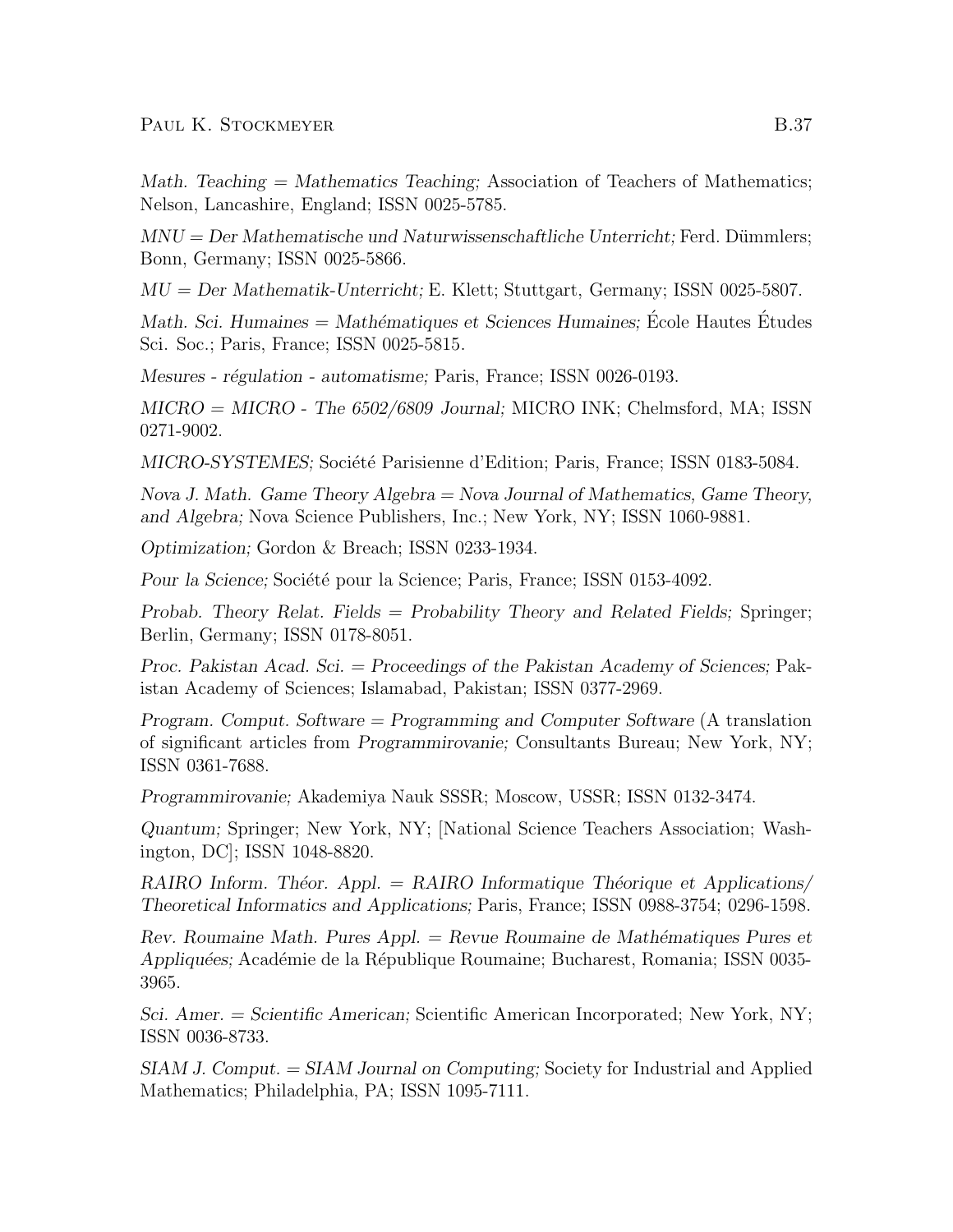*Math. Teaching = Mathematics Teaching;* Association of Teachers of Mathematics; Nelson, Lancashire, England; ISSN 0025-5785.

*MNU = Der Mathematische und Naturwissenschaftliche Unterricht;* Ferd. Dümmlers; Bonn, Germany; ISSN 0025-5866.

*MU = Der Mathematik-Unterricht;* E. Klett; Stuttgart, Germany; ISSN 0025-5807.

*Math. Sci. Humaines = Mathématiques et Sciences Humaines;* École Hautes Études Sci. Soc.; Paris, France; ISSN 0025-5815.

*Mesures - régulation - automatisme;* Paris, France; ISSN 0026-0193.

*MICRO = MICRO - The 6502/6809 Journal;* MICRO INK; Chelmsford, MA; ISSN 0271-9002.

*MICRO-SYSTEMES;* Société Parisienne d'Edition; Paris, France; ISSN 0183-5084.

*Nova J. Math. Game Theory Algebra = Nova Journal of Mathematics, Game Theory, and Algebra;* Nova Science Publishers, Inc.; New York, NY; ISSN 1060-9881.

*Optimization;* Gordon & Breach; ISSN 0233-1934.

*Pour la Science;* Société pour la Science; Paris, France; ISSN 0153-4092.

*Probab. Theory Relat. Fields = Probability Theory and Related Fields;* Springer; Berlin, Germany; ISSN 0178-8051.

*Proc. Pakistan Acad. Sci. = Proceedings of the Pakistan Academy of Sciences;* Pakistan Academy of Sciences; Islamabad, Pakistan; ISSN 0377-2969.

*Program. Comput. Software = Programming and Computer Software* (A translation of significant articles from *Programmirovanie;* Consultants Bureau; New York, NY; ISSN 0361-7688.

*Programmirovanie;* Akademiya Nauk SSSR; Moscow, USSR; ISSN 0132-3474.

*Quantum;* Springer; New York, NY; [National Science Teachers Association; Washington, DC]; ISSN 1048-8820.

*RAIRO Inform. Théor. Appl. = RAIRO Informatique Théorique et Applications/ Theoretical Informatics and Applications;* Paris, France; ISSN 0988-3754; 0296-1598.

*Rev. Roumaine Math. Pures Appl. = Revue Roumaine de Mathématiques Pures et Appliquées;* Académie de la République Roumaine; Bucharest, Romania; ISSN 0035-3965.

*Sci. Amer. = Scientific American;* Scientific American Incorporated; New York, NY; ISSN 0036-8733.

*SIAM J. Comput. = SIAM Journal on Computing;* Society for Industrial and Applied Mathematics; Philadelphia, PA; ISSN 1095-7111.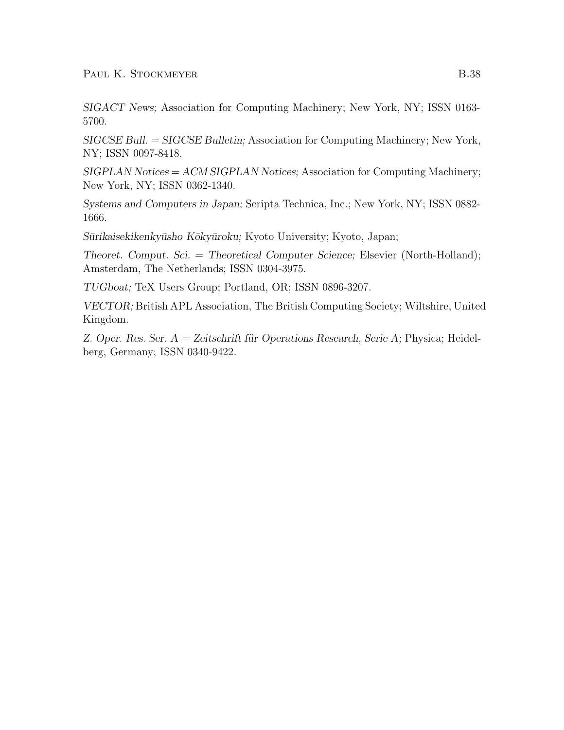*SIGACT News;* Association for Computing Machinery; New York, NY; ISSN 0163-5700.

*SIGCSE Bull. = SIGCSE Bulletin;* Association for Computing Machinery; New York, NY; ISSN 0097-8418.

*SIGPLAN Notices = ACM SIGPLAN Notices;* Association for Computing Machinery; New York, NY; ISSN 0362-1340.

*Systems and Computers in Japan;* Scripta Technica, Inc.; New York, NY; ISSN 0882-1666.

*Sūrikaisekikenkyūsho Kōkyūroku;* Kyoto University; Kyoto, Japan;

*Theoret. Comput. Sci. = Theoretical Computer Science;* Elsevier (North-Holland); Amsterdam, The Netherlands; ISSN 0304-3975.

*TUGboat;* TeX Users Group; Portland, OR; ISSN 0896-3207.

*VECTOR;* British APL Association, The British Computing Society; Wiltshire, United Kingdom.

*Z. Oper. Res. Ser. A = Zeitschrift für Operations Research, Serie A;* Physica; Heidelberg, Germany; ISSN 0340-9422.